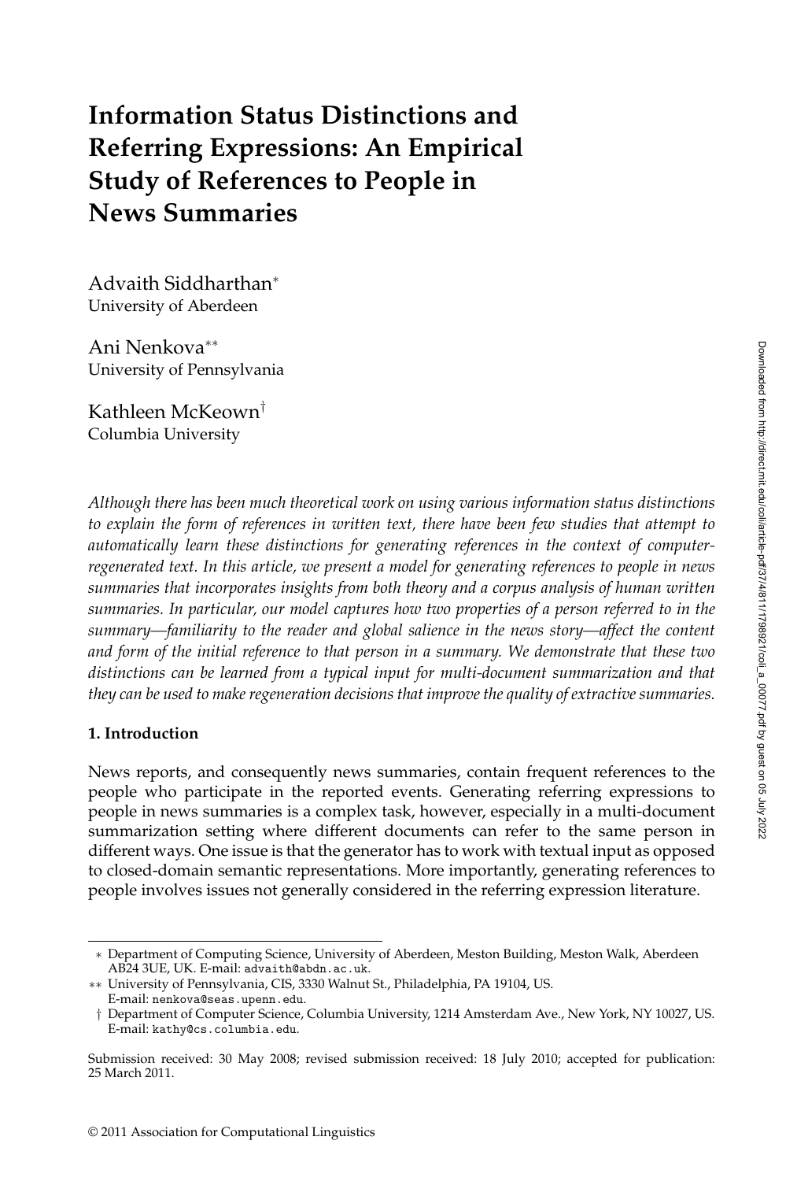# Information Status Distinctions and Referring Expressions: An Empirical Study of References to People in News Summaries

Advaith Siddharthan*
University of Aberdeen

Ani Nenkova**
University of Pennsylvania

Kathleen McKeown†
Columbia University

*Although there has been much theoretical work on using various information status distinctions to explain the form of references in written text, there have been few studies that attempt to automatically learn these distinctions for generating references in the context of computer-regenerated text. In this article, we present a model for generating references to people in news summaries that incorporates insights from both theory and a corpus analysis of human written summaries. In particular, our model captures how two properties of a person referred to in the summary—familiarity to the reader and global salience in the news story—affect the content and form of the initial reference to that person in a summary. We demonstrate that these two distinctions can be learned from a typical input for multi-document summarization and that they can be used to make regeneration decisions that improve the quality of extractive summaries.*

**1. Introduction**

News reports, and consequently news summaries, contain frequent references to the people who participate in the reported events. Generating referring expressions to people in news summaries is a complex task, however, especially in a multi-document summarization setting where different documents can refer to the same person in different ways. One issue is that the generator has to work with textual input as opposed to closed-domain semantic representations. More importantly, generating references to people involves issues not generally considered in the referring expression literature.

---

* Department of Computing Science, University of Aberdeen, Meston Building, Meston Walk, Aberdeen AB24 3UE, UK. E-mail: advaith@abdn.ac.uk.

** University of Pennsylvania, CIS, 3330 Walnut St., Philadelphia, PA 19104, US. E-mail: nenkova@seas.upenn.edu.

† Department of Computer Science, Columbia University, 1214 Amsterdam Ave., New York, NY 10027, US. E-mail: kathy@cs.columbia.edu.

Submission received: 30 May 2008; revised submission received: 18 July 2010; accepted for publication: 25 March 2011.

© 2011 Association for Computational Linguistics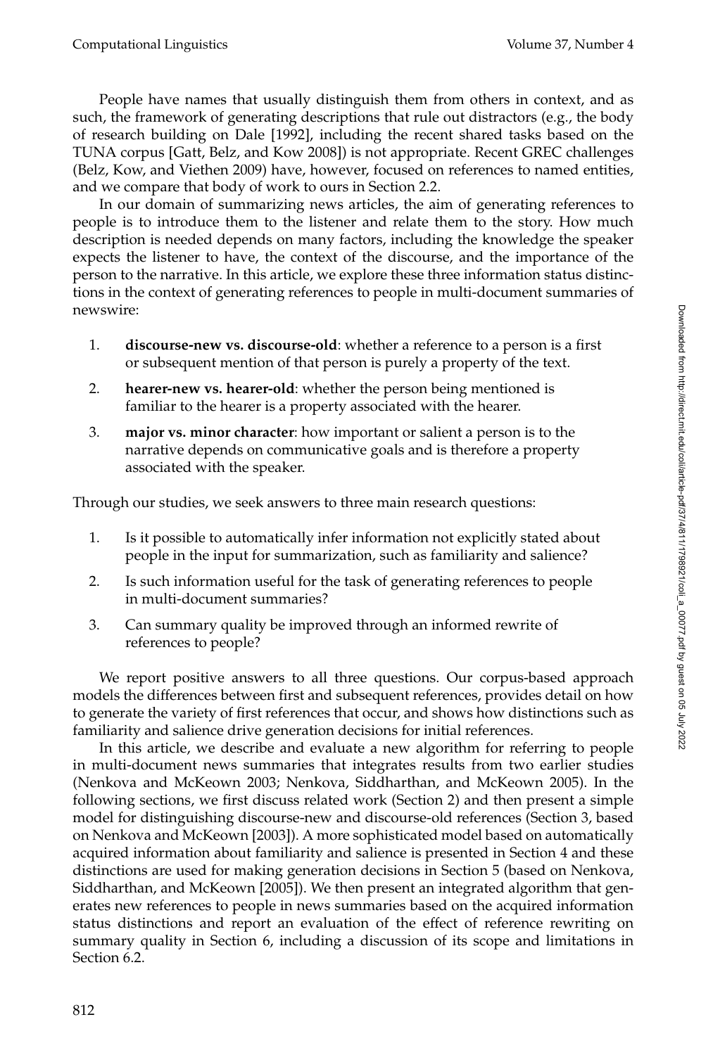People have names that usually distinguish them from others in context, and as such, the framework of generating descriptions that rule out distractors (e.g., the body of research building on Dale [1992], including the recent shared tasks based on the TUNA corpus [Gatt, Belz, and Kow 2008]) is not appropriate. Recent GREC challenges (Belz, Kow, and Viethen 2009) have, however, focused on references to named entities, and we compare that body of work to ours in Section 2.2.

In our domain of summarizing news articles, the aim of generating references to people is to introduce them to the listener and relate them to the story. How much description is needed depends on many factors, including the knowledge the speaker expects the listener to have, the context of the discourse, and the importance of the person to the narrative. In this article, we explore these three information status distinctions in the context of generating references to people in multi-document summaries of newswire:

1. **discourse-new vs. discourse-old**: whether a reference to a person is a first or subsequent mention of that person is purely a property of the text.
2. **hearer-new vs. hearer-old**: whether the person being mentioned is familiar to the hearer is a property associated with the hearer.
3. **major vs. minor character**: how important or salient a person is to the narrative depends on communicative goals and is therefore a property associated with the speaker.

Through our studies, we seek answers to three main research questions:

1. Is it possible to automatically infer information not explicitly stated about people in the input for summarization, such as familiarity and salience?
2. Is such information useful for the task of generating references to people in multi-document summaries?
3. Can summary quality be improved through an informed rewrite of references to people?

We report positive answers to all three questions. Our corpus-based approach models the differences between first and subsequent references, provides detail on how to generate the variety of first references that occur, and shows how distinctions such as familiarity and salience drive generation decisions for initial references.

In this article, we describe and evaluate a new algorithm for referring to people in multi-document news summaries that integrates results from two earlier studies (Nenkova and McKeown 2003; Nenkova, Siddharthan, and McKeown 2005). In the following sections, we first discuss related work (Section 2) and then present a simple model for distinguishing discourse-new and discourse-old references (Section 3, based on Nenkova and McKeown [2003]). A more sophisticated model based on automatically acquired information about familiarity and salience is presented in Section 4 and these distinctions are used for making generation decisions in Section 5 (based on Nenkova, Siddharthan, and McKeown [2005]). We then present an integrated algorithm that generates new references to people in news summaries based on the acquired information status distinctions and report an evaluation of the effect of reference rewriting on summary quality in Section 6, including a discussion of its scope and limitations in Section 6.2.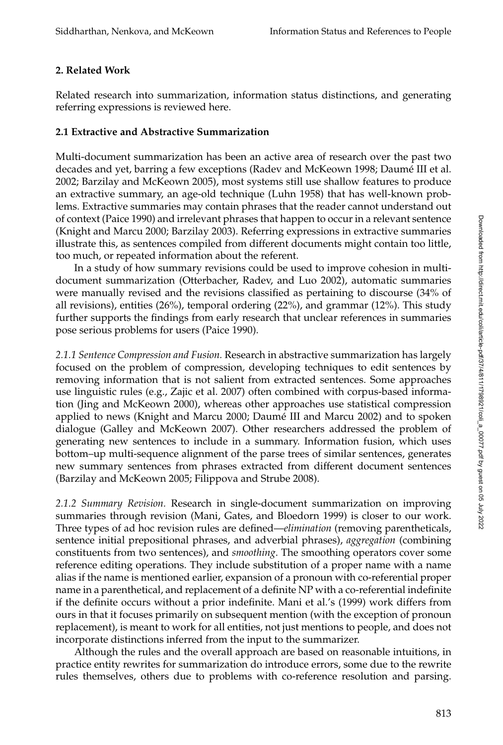## 2. Related Work

Related research into summarization, information status distinctions, and generating referring expressions is reviewed here.

### 2.1 Extractive and Abstractive Summarization

Multi-document summarization has been an active area of research over the past two decades and yet, barring a few exceptions (Radev and McKeown 1998; Daumé III et al. 2002; Barzilay and McKeown 2005), most systems still use shallow features to produce an extractive summary, an age-old technique (Luhn 1958) that has well-known problems. Extractive summaries may contain phrases that the reader cannot understand out of context (Paice 1990) and irrelevant phrases that happen to occur in a relevant sentence (Knight and Marcu 2000; Barzilay 2003). Referring expressions in extractive summaries illustrate this, as sentences compiled from different documents might contain too little, too much, or repeated information about the referent.

In a study of how summary revisions could be used to improve cohesion in multi-document summarization (Otterbacher, Radev, and Luo 2002), automatic summaries were manually revised and the revisions classified as pertaining to discourse (34% of all revisions), entities (26%), temporal ordering (22%), and grammar (12%). This study further supports the findings from early research that unclear references in summaries pose serious problems for users (Paice 1990).

*2.1.1 Sentence Compression and Fusion.* Research in abstractive summarization has largely focused on the problem of compression, developing techniques to edit sentences by removing information that is not salient from extracted sentences. Some approaches use linguistic rules (e.g., Zajic et al. 2007) often combined with corpus-based information (Jing and McKeown 2000), whereas other approaches use statistical compression applied to news (Knight and Marcu 2000; Daumé III and Marcu 2002) and to spoken dialogue (Galley and McKeown 2007). Other researchers addressed the problem of generating new sentences to include in a summary. Information fusion, which uses bottom–up multi-sequence alignment of the parse trees of similar sentences, generates new summary sentences from phrases extracted from different document sentences (Barzilay and McKeown 2005; Filippova and Strube 2008).

*2.1.2 Summary Revision.* Research in single-document summarization on improving summaries through revision (Mani, Gates, and Bloedorn 1999) is closer to our work. Three types of ad hoc revision rules are defined—*elimination* (removing parentheticals, sentence initial prepositional phrases, and adverbial phrases), *aggregation* (combining constituents from two sentences), and *smoothing*. The smoothing operators cover some reference editing operations. They include substitution of a proper name with a name alias if the name is mentioned earlier, expansion of a pronoun with co-referential proper name in a parenthetical, and replacement of a definite NP with a co-referential indefinite if the definite occurs without a prior indefinite. Mani et al.'s (1999) work differs from ours in that it focuses primarily on subsequent mention (with the exception of pronoun replacement), is meant to work for all entities, not just mentions to people, and does not incorporate distinctions inferred from the input to the summarizer.

Although the rules and the overall approach are based on reasonable intuitions, in practice entity rewrites for summarization do introduce errors, some due to the rewrite rules themselves, others due to problems with co-reference resolution and parsing.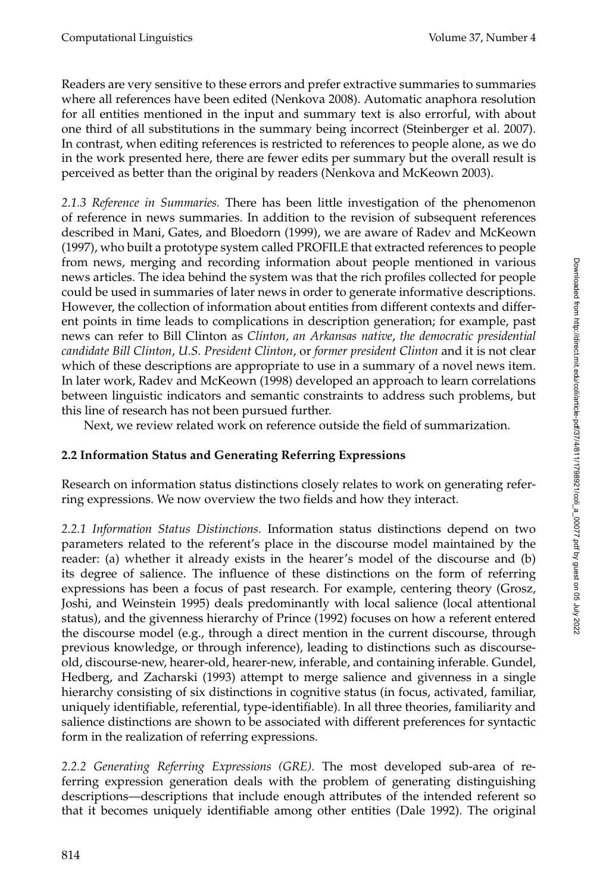Readers are very sensitive to these errors and prefer extractive summaries to summaries where all references have been edited (Nenkova 2008). Automatic anaphora resolution for all entities mentioned in the input and summary text is also errorful, with about one third of all substitutions in the summary being incorrect (Steinberger et al. 2007). In contrast, when editing references is restricted to references to people alone, as we do in the work presented here, there are fewer edits per summary but the overall result is perceived as better than the original by readers (Nenkova and McKeown 2003).

*2.1.3 Reference in Summaries.* There has been little investigation of the phenomenon of reference in news summaries. In addition to the revision of subsequent references described in Mani, Gates, and Bloedorn (1999), we are aware of Radev and McKeown (1997), who built a prototype system called PROFILE that extracted references to people from news, merging and recording information about people mentioned in various news articles. The idea behind the system was that the rich profiles collected for people could be used in summaries of later news in order to generate informative descriptions. However, the collection of information about entities from different contexts and different points in time leads to complications in description generation; for example, past news can refer to Bill Clinton as *Clinton, an Arkansas native*, *the democratic presidential candidate Bill Clinton*, *U.S. President Clinton*, or *former president Clinton* and it is not clear which of these descriptions are appropriate to use in a summary of a novel news item. In later work, Radev and McKeown (1998) developed an approach to learn correlations between linguistic indicators and semantic constraints to address such problems, but this line of research has not been pursued further.

Next, we review related work on reference outside the field of summarization.

## 2.2 Information Status and Generating Referring Expressions

Research on information status distinctions closely relates to work on generating referring expressions. We now overview the two fields and how they interact.

*2.2.1 Information Status Distinctions.* Information status distinctions depend on two parameters related to the referent's place in the discourse model maintained by the reader: (a) whether it already exists in the hearer's model of the discourse and (b) its degree of salience. The influence of these distinctions on the form of referring expressions has been a focus of past research. For example, centering theory (Grosz, Joshi, and Weinstein 1995) deals predominantly with local salience (local attentional status), and the givenness hierarchy of Prince (1992) focuses on how a referent entered the discourse model (e.g., through a direct mention in the current discourse, through previous knowledge, or through inference), leading to distinctions such as discourse-old, discourse-new, hearer-old, hearer-new, inferable, and containing inferable. Gundel, Hedberg, and Zacharski (1993) attempt to merge salience and givenness in a single hierarchy consisting of six distinctions in cognitive status (in focus, activated, familiar, uniquely identifiable, referential, type-identifiable). In all three theories, familiarity and salience distinctions are shown to be associated with different preferences for syntactic form in the realization of referring expressions.

*2.2.2 Generating Referring Expressions (GRE).* The most developed sub-area of referring expression generation deals with the problem of generating distinguishing descriptions—descriptions that include enough attributes of the intended referent so that it becomes uniquely identifiable among other entities (Dale 1992). The original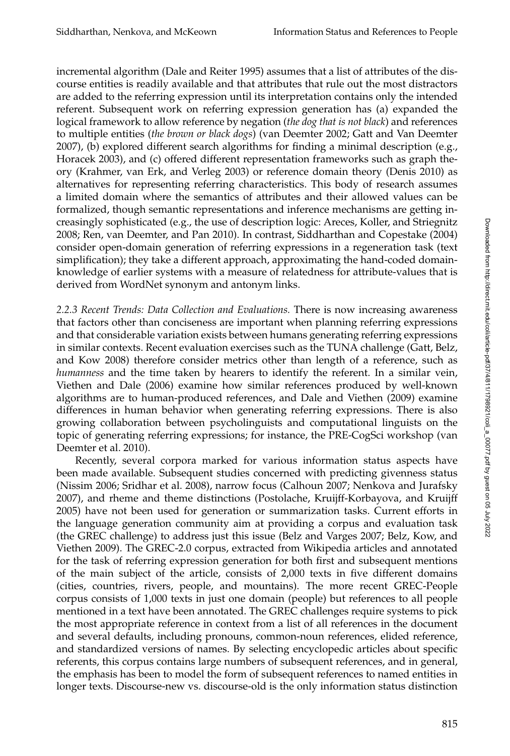incremental algorithm (Dale and Reiter 1995) assumes that a list of attributes of the discourse entities is readily available and that attributes that rule out the most distractors are added to the referring expression until its interpretation contains only the intended referent. Subsequent work on referring expression generation has (a) expanded the logical framework to allow reference by negation (*the dog that is not black*) and references to multiple entities (*the brown or black dogs*) (van Deemter 2002; Gatt and Van Deemter 2007), (b) explored different search algorithms for finding a minimal description (e.g., Horacek 2003), and (c) offered different representation frameworks such as graph theory (Krahmer, van Erk, and Verleg 2003) or reference domain theory (Denis 2010) as alternatives for representing referring characteristics. This body of research assumes a limited domain where the semantics of attributes and their allowed values can be formalized, though semantic representations and inference mechanisms are getting increasingly sophisticated (e.g., the use of description logic: Areces, Koller, and Striegnitz 2008; Ren, van Deemter, and Pan 2010). In contrast, Siddharthan and Copestake (2004) consider open-domain generation of referring expressions in a regeneration task (text simplification); they take a different approach, approximating the hand-coded domain-knowledge of earlier systems with a measure of relatedness for attribute-values that is derived from WordNet synonym and antonym links.

*2.2.3 Recent Trends: Data Collection and Evaluations.* There is now increasing awareness that factors other than conciseness are important when planning referring expressions and that considerable variation exists between humans generating referring expressions in similar contexts. Recent evaluation exercises such as the TUNA challenge (Gatt, Belz, and Kow 2008) therefore consider metrics other than length of a reference, such as *humanness* and the time taken by hearers to identify the referent. In a similar vein, Viethen and Dale (2006) examine how similar references produced by well-known algorithms are to human-produced references, and Dale and Viethen (2009) examine differences in human behavior when generating referring expressions. There is also growing collaboration between psycholinguists and computational linguists on the topic of generating referring expressions; for instance, the PRE-CogSci workshop (van Deemter et al. 2010).

Recently, several corpora marked for various information status aspects have been made available. Subsequent studies concerned with predicting givenness status (Nissim 2006; Sridhar et al. 2008), narrow focus (Calhoun 2007; Nenkova and Jurafsky 2007), and rheme and theme distinctions (Postolache, Kruijff-Korbayova, and Kruijff 2005) have not been used for generation or summarization tasks. Current efforts in the language generation community aim at providing a corpus and evaluation task (the GREC challenge) to address just this issue (Belz and Varges 2007; Belz, Kow, and Viethen 2009). The GREC-2.0 corpus, extracted from Wikipedia articles and annotated for the task of referring expression generation for both first and subsequent mentions of the main subject of the article, consists of 2,000 texts in five different domains (cities, countries, rivers, people, and mountains). The more recent GREC-People corpus consists of 1,000 texts in just one domain (people) but references to all people mentioned in a text have been annotated. The GREC challenges require systems to pick the most appropriate reference in context from a list of all references in the document and several defaults, including pronouns, common-noun references, elided reference, and standardized versions of names. By selecting encyclopedic articles about specific referents, this corpus contains large numbers of subsequent references, and in general, the emphasis has been to model the form of subsequent references to named entities in longer texts. Discourse-new vs. discourse-old is the only information status distinction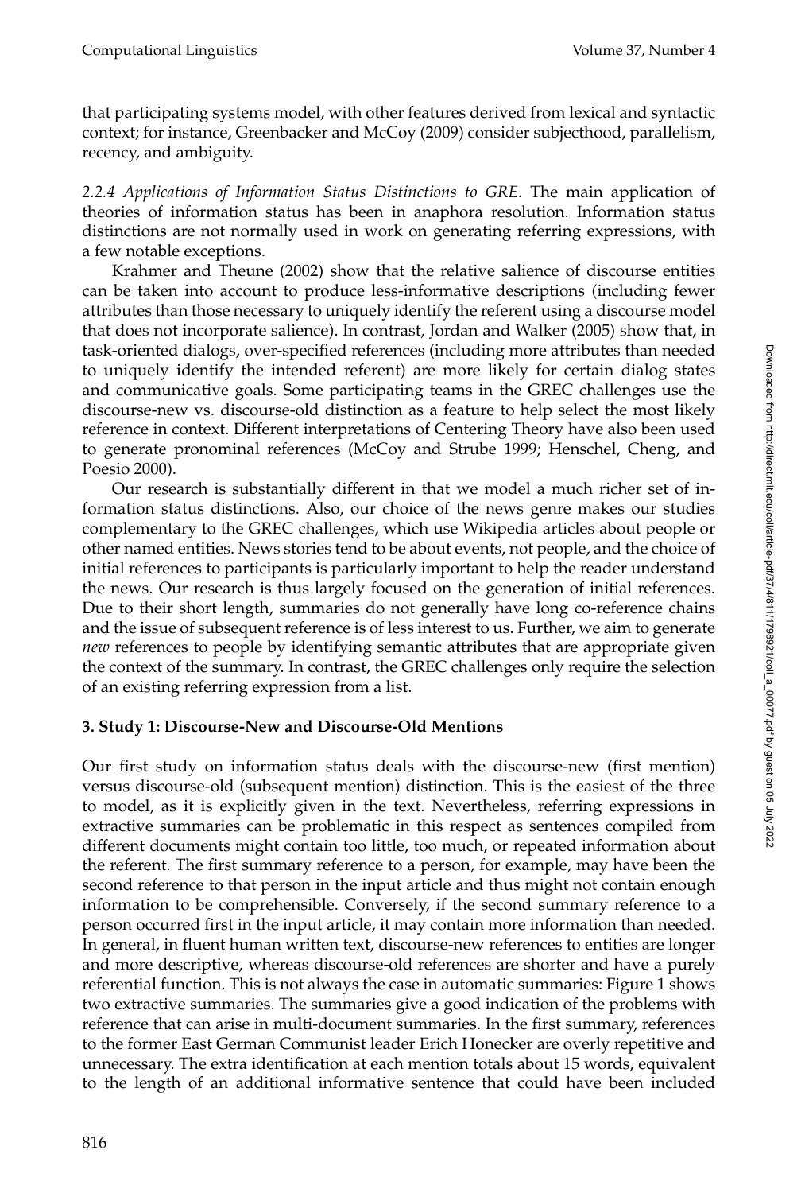that participating systems model, with other features derived from lexical and syntactic context; for instance, Greenbacker and McCoy (2009) consider subjecthood, parallelism, recency, and ambiguity.

*2.2.4 Applications of Information Status Distinctions to GRE.* The main application of theories of information status has been in anaphora resolution. Information status distinctions are not normally used in work on generating referring expressions, with a few notable exceptions.

Krahmer and Theune (2002) show that the relative salience of discourse entities can be taken into account to produce less-informative descriptions (including fewer attributes than those necessary to uniquely identify the referent using a discourse model that does not incorporate salience). In contrast, Jordan and Walker (2005) show that, in task-oriented dialogs, over-specified references (including more attributes than needed to uniquely identify the intended referent) are more likely for certain dialog states and communicative goals. Some participating teams in the GREC challenges use the discourse-new vs. discourse-old distinction as a feature to help select the most likely reference in context. Different interpretations of Centering Theory have also been used to generate pronominal references (McCoy and Strube 1999; Henschel, Cheng, and Poesio 2000).

Our research is substantially different in that we model a much richer set of information status distinctions. Also, our choice of the news genre makes our studies complementary to the GREC challenges, which use Wikipedia articles about people or other named entities. News stories tend to be about events, not people, and the choice of initial references to participants is particularly important to help the reader understand the news. Our research is thus largely focused on the generation of initial references. Due to their short length, summaries do not generally have long co-reference chains and the issue of subsequent reference is of less interest to us. Further, we aim to generate *new* references to people by identifying semantic attributes that are appropriate given the context of the summary. In contrast, the GREC challenges only require the selection of an existing referring expression from a list.

## 3. Study 1: Discourse-New and Discourse-Old Mentions

Our first study on information status deals with the discourse-new (first mention) versus discourse-old (subsequent mention) distinction. This is the easiest of the three to model, as it is explicitly given in the text. Nevertheless, referring expressions in extractive summaries can be problematic in this respect as sentences compiled from different documents might contain too little, too much, or repeated information about the referent. The first summary reference to a person, for example, may have been the second reference to that person in the input article and thus might not contain enough information to be comprehensible. Conversely, if the second summary reference to a person occurred first in the input article, it may contain more information than needed. In general, in fluent human written text, discourse-new references to entities are longer and more descriptive, whereas discourse-old references are shorter and have a purely referential function. This is not always the case in automatic summaries: Figure 1 shows two extractive summaries. The summaries give a good indication of the problems with reference that can arise in multi-document summaries. In the first summary, references to the former East German Communist leader Erich Honecker are overly repetitive and unnecessary. The extra identification at each mention totals about 15 words, equivalent to the length of an additional informative sentence that could have been included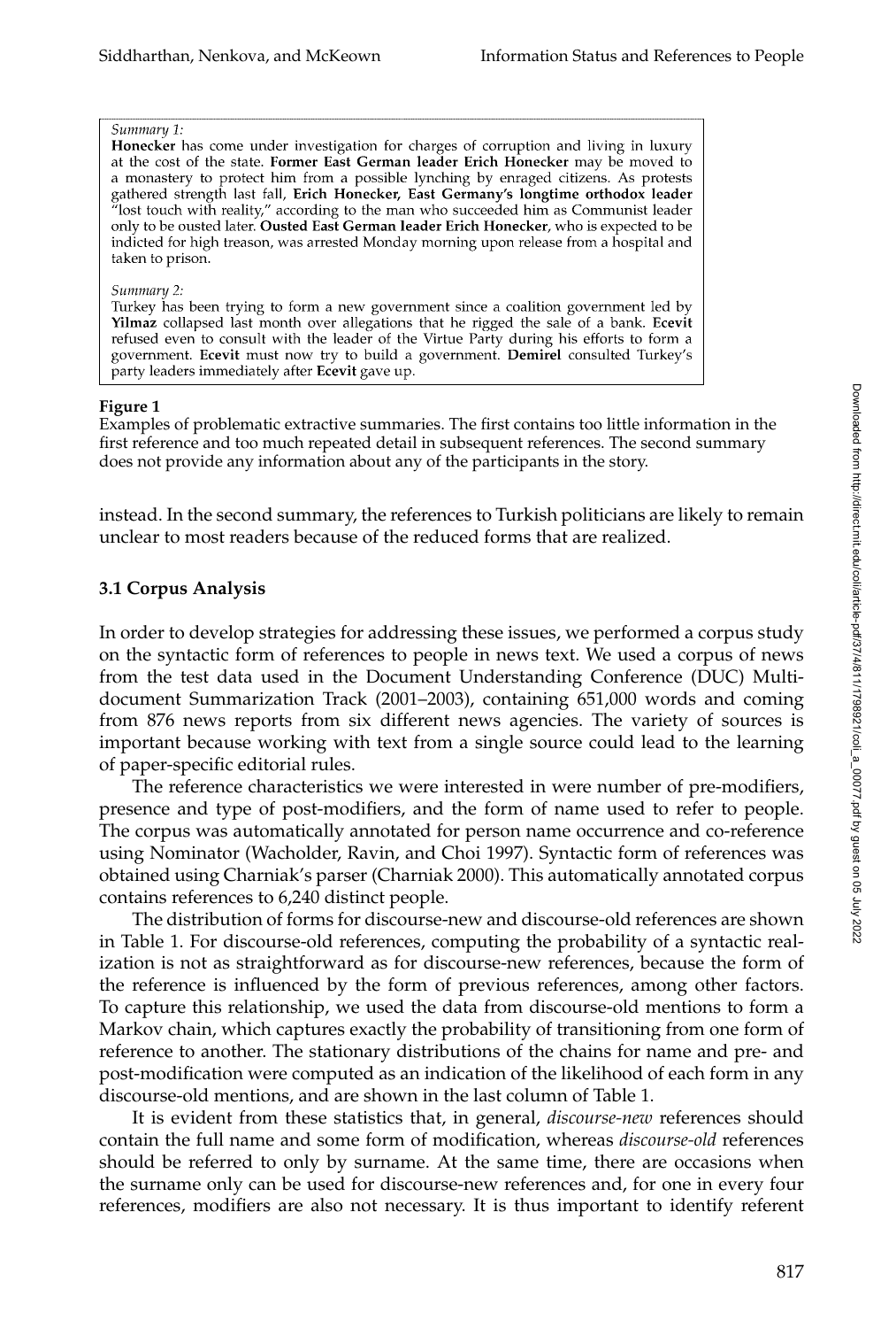*Summary 1:*
**Honecker** has come under investigation for charges of corruption and living in luxury at the cost of the state. **Former East German leader Erich Honecker** may be moved to a monastery to protect him from a possible lynching by enraged citizens. As protests gathered strength last fall, **Erich Honecker, East Germany's longtime orthodox leader** "lost touch with reality," according to the man who succeeded him as Communist leader only to be ousted later. **Ousted East German leader Erich Honecker**, who is expected to be indicted for high treason, was arrested Monday morning upon release from a hospital and taken to prison.

*Summary 2:*
Turkey has been trying to form a new government since a coalition government led by **Yilmaz** collapsed last month over allegations that he rigged the sale of a bank. **Ecevit** refused even to consult with the leader of the Virtue Party during his efforts to form a government. **Ecevit** must now try to build a government. **Demirel** consulted Turkey's party leaders immediately after **Ecevit** gave up.

**Figure 1**
Examples of problematic extractive summaries. The first contains too little information in the first reference and too much repeated detail in subsequent references. The second summary does not provide any information about any of the participants in the story.

instead. In the second summary, the references to Turkish politicians are likely to remain unclear to most readers because of the reduced forms that are realized.

### 3.1 Corpus Analysis

In order to develop strategies for addressing these issues, we performed a corpus study on the syntactic form of references to people in news text. We used a corpus of news from the test data used in the Document Understanding Conference (DUC) Multi-document Summarization Track (2001–2003), containing 651,000 words and coming from 876 news reports from six different news agencies. The variety of sources is important because working with text from a single source could lead to the learning of paper-specific editorial rules.

The reference characteristics we were interested in were number of pre-modifiers, presence and type of post-modifiers, and the form of name used to refer to people. The corpus was automatically annotated for person name occurrence and co-reference using Nominator (Wacholder, Ravin, and Choi 1997). Syntactic form of references was obtained using Charniak's parser (Charniak 2000). This automatically annotated corpus contains references to 6,240 distinct people.

The distribution of forms for discourse-new and discourse-old references are shown in Table 1. For discourse-old references, computing the probability of a syntactic realization is not as straightforward as for discourse-new references, because the form of the reference is influenced by the form of previous references, among other factors. To capture this relationship, we used the data from discourse-old mentions to form a Markov chain, which captures exactly the probability of transitioning from one form of reference to another. The stationary distributions of the chains for name and pre- and post-modification were computed as an indication of the likelihood of each form in any discourse-old mentions, and are shown in the last column of Table 1.

It is evident from these statistics that, in general, *discourse-new* references should contain the full name and some form of modification, whereas *discourse-old* references should be referred to only by surname. At the same time, there are occasions when the surname only can be used for discourse-new references and, for one in every four references, modifiers are also not necessary. It is thus important to identify referent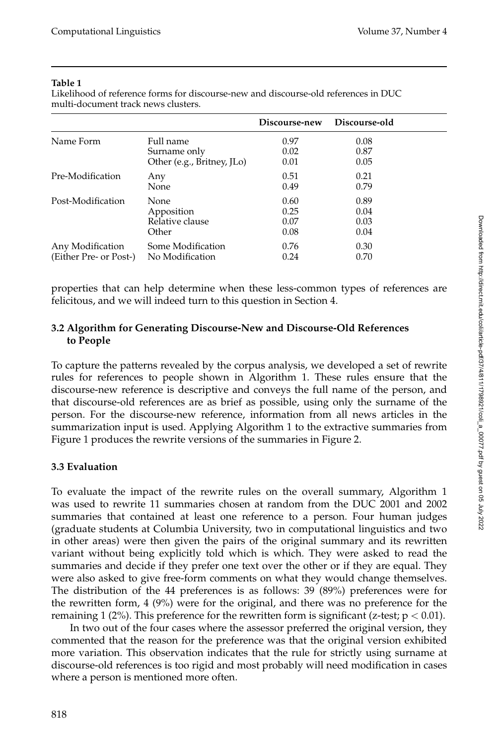**Table 1**

Likelihood of reference forms for discourse-new and discourse-old references in DUC multi-document track news clusters.

| | | Discourse-new | Discourse-old |
|---|---|---|---|
| Name Form | Full name | 0.97 | 0.08 |
| | Surname only | 0.02 | 0.87 |
| | Other (e.g., Britney, JLo) | 0.01 | 0.05 |
| Pre-Modification | Any | 0.51 | 0.21 |
| | None | 0.49 | 0.79 |
| Post-Modification | None | 0.60 | 0.89 |
| | Apposition | 0.25 | 0.04 |
| | Relative clause | 0.07 | 0.03 |
| | Other | 0.08 | 0.04 |
| Any Modification (Either Pre- or Post-) | Some Modification | 0.76 | 0.30 |
| | No Modification | 0.24 | 0.70 |

properties that can help determine when these less-common types of references are felicitous, and we will indeed turn to this question in Section 4.

### 3.2 Algorithm for Generating Discourse-New and Discourse-Old References to People

To capture the patterns revealed by the corpus analysis, we developed a set of rewrite rules for references to people shown in Algorithm 1. These rules ensure that the discourse-new reference is descriptive and conveys the full name of the person, and that discourse-old references are as brief as possible, using only the surname of the person. For the discourse-new reference, information from all news articles in the summarization input is used. Applying Algorithm 1 to the extractive summaries from Figure 1 produces the rewrite versions of the summaries in Figure 2.

### 3.3 Evaluation

To evaluate the impact of the rewrite rules on the overall summary, Algorithm 1 was used to rewrite 11 summaries chosen at random from the DUC 2001 and 2002 summaries that contained at least one reference to a person. Four human judges (graduate students at Columbia University, two in computational linguistics and two in other areas) were then given the pairs of the original summary and its rewritten variant without being explicitly told which is which. They were asked to read the summaries and decide if they prefer one text over the other or if they are equal. They were also asked to give free-form comments on what they would change themselves. The distribution of the 44 preferences is as follows: 39 (89%) preferences were for the rewritten form, 4 (9%) were for the original, and there was no preference for the remaining 1 (2%). This preference for the rewritten form is significant (z-test; $p < 0.01$).

In two out of the four cases where the assessor preferred the original version, they commented that the reason for the preference was that the original version exhibited more variation. This observation indicates that the rule for strictly using surname at discourse-old references is too rigid and most probably will need modification in cases where a person is mentioned more often.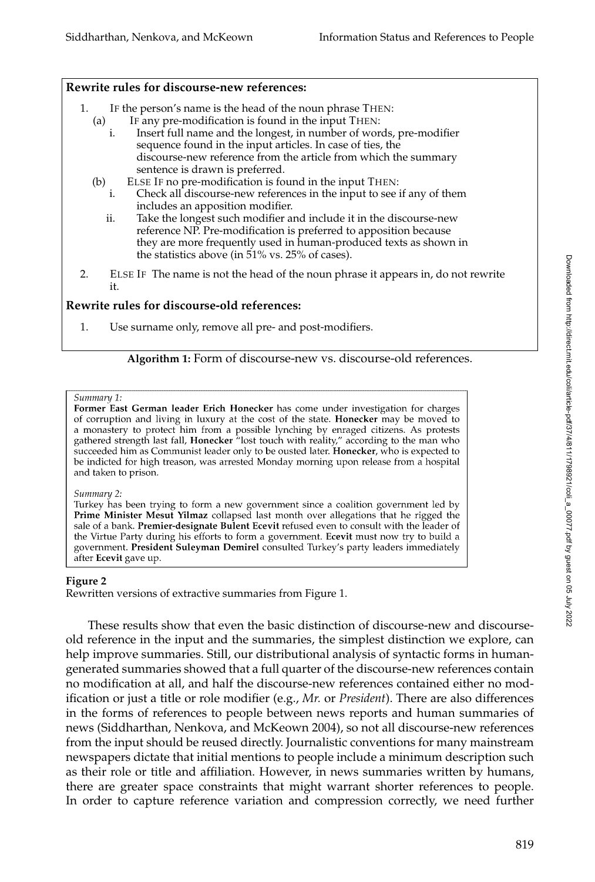**Rewrite rules for discourse-new references:**

1. IF the person's name is the head of the noun phrase THEN:
   - (a) IF any pre-modification is found in the input THEN:
     - i. Insert full name and the longest, in number of words, pre-modifier sequence found in the input articles. In case of ties, the discourse-new reference from the article from which the summary sentence is drawn is preferred.
   - (b) ELSE IF no pre-modification is found in the input THEN:
     - i. Check all discourse-new references in the input to see if any of them includes an apposition modifier.
     - ii. Take the longest such modifier and include it in the discourse-new reference NP. Pre-modification is preferred to apposition because they are more frequently used in human-produced texts as shown in the statistics above (in 51% vs. 25% of cases).
2. ELSE IF The name is not the head of the noun phrase it appears in, do not rewrite it.

**Rewrite rules for discourse-old references:**

1. Use surname only, remove all pre- and post-modifiers.

**Algorithm 1:** Form of discourse-new vs. discourse-old references.

*Summary 1:*
**Former East German leader Erich Honecker** has come under investigation for charges of corruption and living in luxury at the cost of the state. **Honecker** may be moved to a monastery to protect him from a possible lynching by enraged citizens. As protests gathered strength last fall, **Honecker** "lost touch with reality," according to the man who succeeded him as Communist leader only to be ousted later. **Honecker**, who is expected to be indicted for high treason, was arrested Monday morning upon release from a hospital and taken to prison.

*Summary 2:*
Turkey has been trying to form a new government since a coalition government led by **Prime Minister Mesut Yilmaz** collapsed last month over allegations that he rigged the sale of a bank. **Premier-designate Bulent Ecevit** refused even to consult with the leader of the Virtue Party during his efforts to form a government. **Ecevit** must now try to build a government. **President Suleyman Demirel** consulted Turkey's party leaders immediately after **Ecevit** gave up.

**Figure 2**
Rewritten versions of extractive summaries from Figure 1.

These results show that even the basic distinction of discourse-new and discourse-old reference in the input and the summaries, the simplest distinction we explore, can help improve summaries. Still, our distributional analysis of syntactic forms in human-generated summaries showed that a full quarter of the discourse-new references contain no modification at all, and half the discourse-new references contained either no modification or just a title or role modifier (e.g., *Mr.* or *President*). There are also differences in the forms of references to people between news reports and human summaries of news (Siddharthan, Nenkova, and McKeown 2004), so not all discourse-new references from the input should be reused directly. Journalistic conventions for many mainstream newspapers dictate that initial mentions to people include a minimum description such as their role or title and affiliation. However, in news summaries written by humans, there are greater space constraints that might warrant shorter references to people. In order to capture reference variation and compression correctly, we need further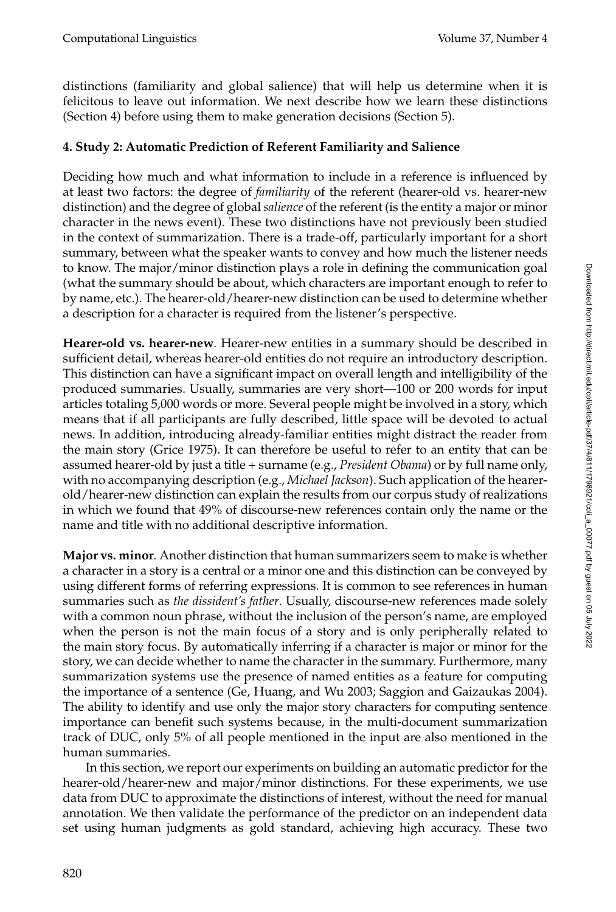distinctions (familiarity and global salience) that will help us determine when it is felicitous to leave out information. We next describe how we learn these distinctions (Section 4) before using them to make generation decisions (Section 5).

## 4. Study 2: Automatic Prediction of Referent Familiarity and Salience

Deciding how much and what information to include in a reference is influenced by at least two factors: the degree of *familiarity* of the referent (hearer-old vs. hearer-new distinction) and the degree of global *salience* of the referent (is the entity a major or minor character in the news event). These two distinctions have not previously been studied in the context of summarization. There is a trade-off, particularly important for a short summary, between what the speaker wants to convey and how much the listener needs to know. The major/minor distinction plays a role in defining the communication goal (what the summary should be about, which characters are important enough to refer to by name, etc.). The hearer-old/hearer-new distinction can be used to determine whether a description for a character is required from the listener's perspective.

**Hearer-old vs. hearer-new**. Hearer-new entities in a summary should be described in sufficient detail, whereas hearer-old entities do not require an introductory description. This distinction can have a significant impact on overall length and intelligibility of the produced summaries. Usually, summaries are very short—100 or 200 words for input articles totaling 5,000 words or more. Several people might be involved in a story, which means that if all participants are fully described, little space will be devoted to actual news. In addition, introducing already-familiar entities might distract the reader from the main story (Grice 1975). It can therefore be useful to refer to an entity that can be assumed hearer-old by just a title + surname (e.g., *President Obama*) or by full name only, with no accompanying description (e.g., *Michael Jackson*). Such application of the hearer-old/hearer-new distinction can explain the results from our corpus study of realizations in which we found that 49% of discourse-new references contain only the name or the name and title with no additional descriptive information.

**Major vs. minor**. Another distinction that human summarizers seem to make is whether a character in a story is a central or a minor one and this distinction can be conveyed by using different forms of referring expressions. It is common to see references in human summaries such as *the dissident's father*. Usually, discourse-new references made solely with a common noun phrase, without the inclusion of the person's name, are employed when the person is not the main focus of a story and is only peripherally related to the main story focus. By automatically inferring if a character is major or minor for the story, we can decide whether to name the character in the summary. Furthermore, many summarization systems use the presence of named entities as a feature for computing the importance of a sentence (Ge, Huang, and Wu 2003; Saggion and Gaizaukas 2004). The ability to identify and use only the major story characters for computing sentence importance can benefit such systems because, in the multi-document summarization track of DUC, only 5% of all people mentioned in the input are also mentioned in the human summaries.

In this section, we report our experiments on building an automatic predictor for the hearer-old/hearer-new and major/minor distinctions. For these experiments, we use data from DUC to approximate the distinctions of interest, without the need for manual annotation. We then validate the performance of the predictor on an independent data set using human judgments as gold standard, achieving high accuracy. These two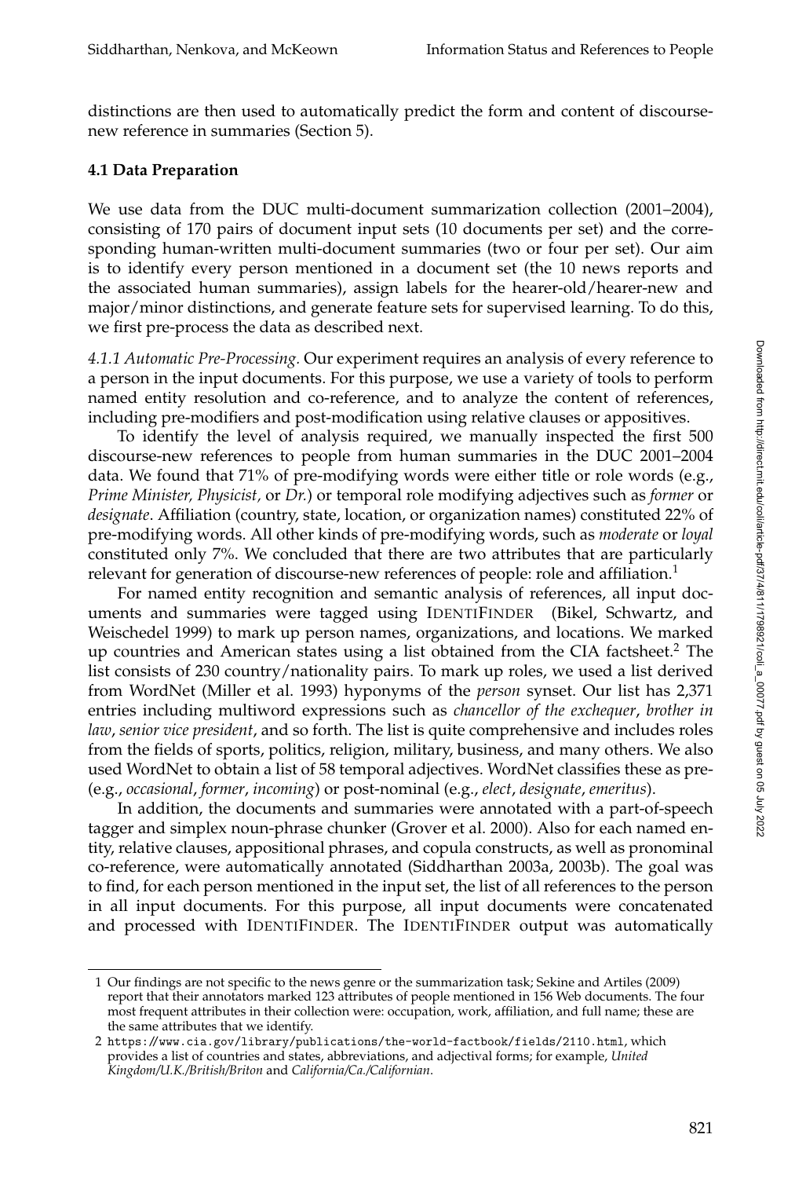distinctions are then used to automatically predict the form and content of discourse-new reference in summaries (Section 5).

### 4.1 Data Preparation

We use data from the DUC multi-document summarization collection (2001–2004), consisting of 170 pairs of document input sets (10 documents per set) and the corresponding human-written multi-document summaries (two or four per set). Our aim is to identify every person mentioned in a document set (the 10 news reports and the associated human summaries), assign labels for the hearer-old/hearer-new and major/minor distinctions, and generate feature sets for supervised learning. To do this, we first pre-process the data as described next.

*4.1.1 Automatic Pre-Processing.* Our experiment requires an analysis of every reference to a person in the input documents. For this purpose, we use a variety of tools to perform named entity resolution and co-reference, and to analyze the content of references, including pre-modifiers and post-modification using relative clauses or appositives.

To identify the level of analysis required, we manually inspected the first 500 discourse-new references to people from human summaries in the DUC 2001–2004 data. We found that 71% of pre-modifying words were either title or role words (e.g., *Prime Minister, Physicist,* or *Dr.*) or temporal role modifying adjectives such as *former* or *designate*. Affiliation (country, state, location, or organization names) constituted 22% of pre-modifying words. All other kinds of pre-modifying words, such as *moderate* or *loyal* constituted only 7%. We concluded that there are two attributes that are particularly relevant for generation of discourse-new references of people: role and affiliation.[1]

For named entity recognition and semantic analysis of references, all input documents and summaries were tagged using IDENTIFINDER (Bikel, Schwartz, and Weischedel 1999) to mark up person names, organizations, and locations. We marked up countries and American states using a list obtained from the CIA factsheet.[2] The list consists of 230 country/nationality pairs. To mark up roles, we used a list derived from WordNet (Miller et al. 1993) hyponyms of the *person* synset. Our list has 2,371 entries including multiword expressions such as *chancellor of the exchequer*, *brother in law*, *senior vice president*, and so forth. The list is quite comprehensive and includes roles from the fields of sports, politics, religion, military, business, and many others. We also used WordNet to obtain a list of 58 temporal adjectives. WordNet classifies these as pre- (e.g., *occasional*, *former*, *incoming*) or post-nominal (e.g., *elect*, *designate*, *emeritus*).

In addition, the documents and summaries were annotated with a part-of-speech tagger and simplex noun-phrase chunker (Grover et al. 2000). Also for each named entity, relative clauses, appositional phrases, and copula constructs, as well as pronominal co-reference, were automatically annotated (Siddharthan 2003a, 2003b). The goal was to find, for each person mentioned in the input set, the list of all references to the person in all input documents. For this purpose, all input documents were concatenated and processed with IDENTIFINDER. The IDENTIFINDER output was automatically

---

1 Our findings are not specific to the news genre or the summarization task; Sekine and Artiles (2009) report that their annotators marked 123 attributes of people mentioned in 156 Web documents. The four most frequent attributes in their collection were: occupation, work, affiliation, and full name; these are the same attributes that we identify.

2 `https://www.cia.gov/library/publications/the-world-factbook/fields/2110.html`, which provides a list of countries and states, abbreviations, and adjectival forms; for example, *United Kingdom/U.K./British/Briton* and *California/Ca./Californian*.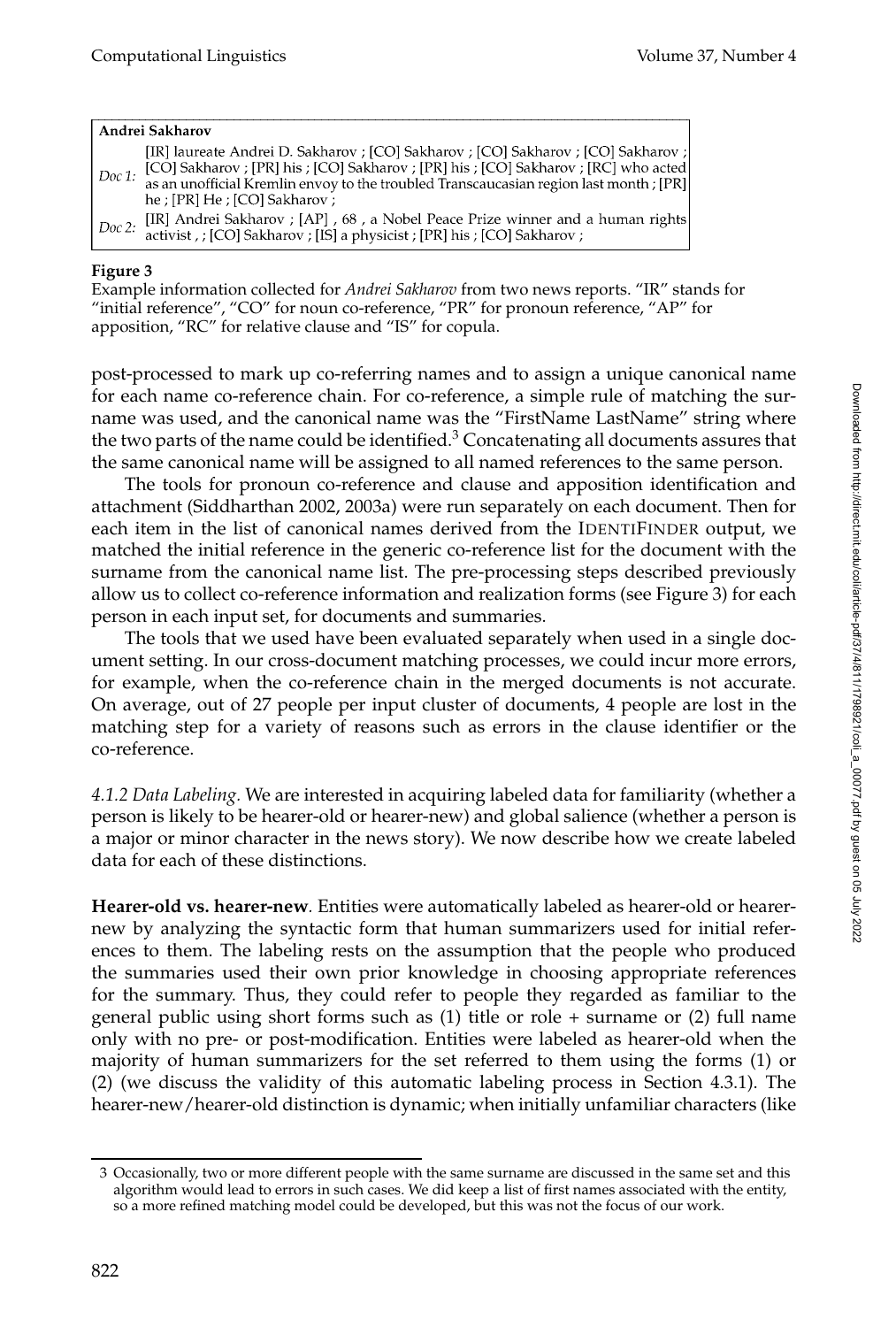| **Andrei Sakharov** | |
|---|---|
| *Doc 1:* | [IR] laureate Andrei D. Sakharov ; [CO] Sakharov ; [CO] Sakharov ; [CO] Sakharov ; [CO] Sakharov ; [PR] his ; [CO] Sakharov ; [PR] his ; [CO] Sakharov ; [RC] who acted as an unofficial Kremlin envoy to the troubled Transcaucasian region last month ; [PR] he ; [PR] He ; [CO] Sakharov ; |
| *Doc 2:* | [IR] Andrei Sakharov ; [AP] , 68 , a Nobel Peace Prize winner and a human rights activist , ; [CO] Sakharov ; [IS] a physicist ; [PR] his ; [CO] Sakharov ; |

**Figure 3**
Example information collected for *Andrei Sakharov* from two news reports. "IR" stands for "initial reference", "CO" for noun co-reference, "PR" for pronoun reference, "AP" for apposition, "RC" for relative clause and "IS" for copula.

post-processed to mark up co-referring names and to assign a unique canonical name for each name co-reference chain. For co-reference, a simple rule of matching the surname was used, and the canonical name was the "FirstName LastName" string where the two parts of the name could be identified.[3] Concatenating all documents assures that the same canonical name will be assigned to all named references to the same person.

The tools for pronoun co-reference and clause and apposition identification and attachment (Siddharthan 2002, 2003a) were run separately on each document. Then for each item in the list of canonical names derived from the IDENTIFINDER output, we matched the initial reference in the generic co-reference list for the document with the surname from the canonical name list. The pre-processing steps described previously allow us to collect co-reference information and realization forms (see Figure 3) for each person in each input set, for documents and summaries.

The tools that we used have been evaluated separately when used in a single document setting. In our cross-document matching processes, we could incur more errors, for example, when the co-reference chain in the merged documents is not accurate. On average, out of 27 people per input cluster of documents, 4 people are lost in the matching step for a variety of reasons such as errors in the clause identifier or the co-reference.

*4.1.2 Data Labeling.* We are interested in acquiring labeled data for familiarity (whether a person is likely to be hearer-old or hearer-new) and global salience (whether a person is a major or minor character in the news story). We now describe how we create labeled data for each of these distinctions.

**Hearer-old vs. hearer-new**. Entities were automatically labeled as hearer-old or hearer-new by analyzing the syntactic form that human summarizers used for initial references to them. The labeling rests on the assumption that the people who produced the summaries used their own prior knowledge in choosing appropriate references for the summary. Thus, they could refer to people they regarded as familiar to the general public using short forms such as (1) title or role + surname or (2) full name only with no pre- or post-modification. Entities were labeled as hearer-old when the majority of human summarizers for the set referred to them using the forms (1) or (2) (we discuss the validity of this automatic labeling process in Section 4.3.1). The hearer-new/hearer-old distinction is dynamic; when initially unfamiliar characters (like

[3] Occasionally, two or more different people with the same surname are discussed in the same set and this algorithm would lead to errors in such cases. We did keep a list of first names associated with the entity, so a more refined matching model could be developed, but this was not the focus of our work.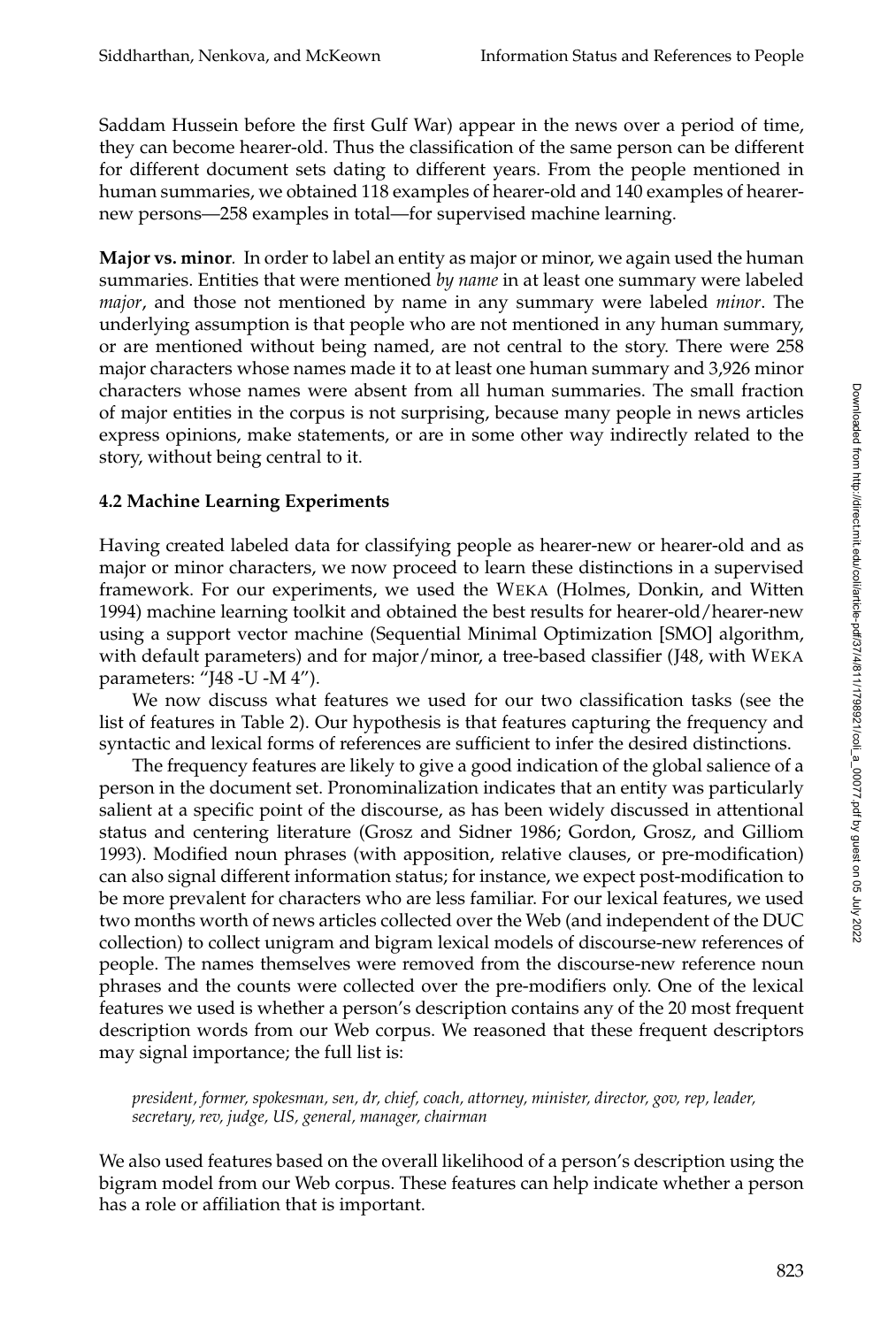Saddam Hussein before the first Gulf War) appear in the news over a period of time, they can become hearer-old. Thus the classification of the same person can be different for different document sets dating to different years. From the people mentioned in human summaries, we obtained 118 examples of hearer-old and 140 examples of hearer-new persons—258 examples in total—for supervised machine learning.

**Major vs. minor**. In order to label an entity as major or minor, we again used the human summaries. Entities that were mentioned *by name* in at least one summary were labeled *major*, and those not mentioned by name in any summary were labeled *minor*. The underlying assumption is that people who are not mentioned in any human summary, or are mentioned without being named, are not central to the story. There were 258 major characters whose names made it to at least one human summary and 3,926 minor characters whose names were absent from all human summaries. The small fraction of major entities in the corpus is not surprising, because many people in news articles express opinions, make statements, or are in some other way indirectly related to the story, without being central to it.

### 4.2 Machine Learning Experiments

Having created labeled data for classifying people as hearer-new or hearer-old and as major or minor characters, we now proceed to learn these distinctions in a supervised framework. For our experiments, we used the WEKA (Holmes, Donkin, and Witten 1994) machine learning toolkit and obtained the best results for hearer-old/hearer-new using a support vector machine (Sequential Minimal Optimization [SMO] algorithm, with default parameters) and for major/minor, a tree-based classifier (J48, with WEKA parameters: "J48 -U -M 4").

We now discuss what features we used for our two classification tasks (see the list of features in Table 2). Our hypothesis is that features capturing the frequency and syntactic and lexical forms of references are sufficient to infer the desired distinctions.

The frequency features are likely to give a good indication of the global salience of a person in the document set. Pronominalization indicates that an entity was particularly salient at a specific point of the discourse, as has been widely discussed in attentional status and centering literature (Grosz and Sidner 1986; Gordon, Grosz, and Gilliom 1993). Modified noun phrases (with apposition, relative clauses, or pre-modification) can also signal different information status; for instance, we expect post-modification to be more prevalent for characters who are less familiar. For our lexical features, we used two months worth of news articles collected over the Web (and independent of the DUC collection) to collect unigram and bigram lexical models of discourse-new references of people. The names themselves were removed from the discourse-new reference noun phrases and the counts were collected over the pre-modifiers only. One of the lexical features we used is whether a person's description contains any of the 20 most frequent description words from our Web corpus. We reasoned that these frequent descriptors may signal importance; the full list is:

*president, former, spokesman, sen, dr, chief, coach, attorney, minister, director, gov, rep, leader, secretary, rev, judge, US, general, manager, chairman*

We also used features based on the overall likelihood of a person's description using the bigram model from our Web corpus. These features can help indicate whether a person has a role or affiliation that is important.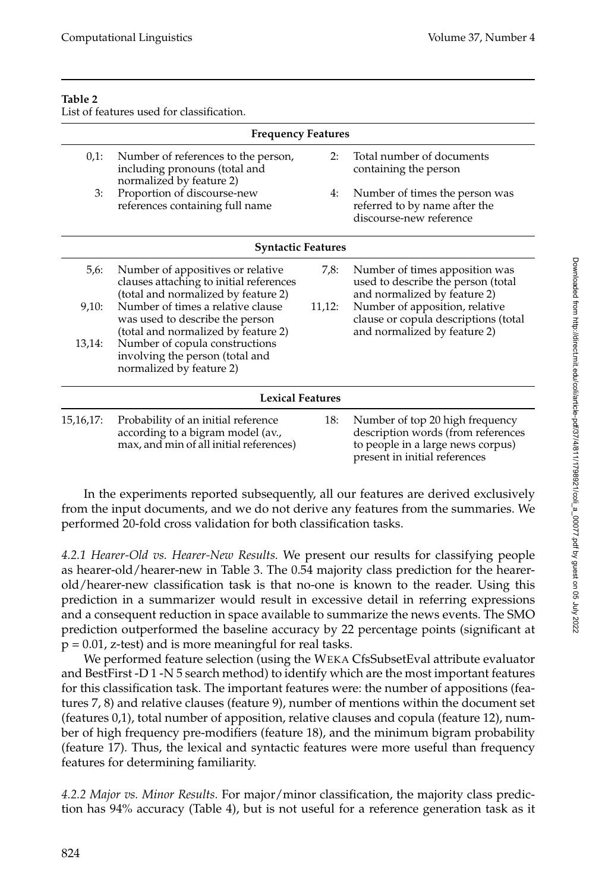**Table 2**
List of features used for classification.

| | | | |
|---|---|---|---|
| **Frequency Features** | | | |
| 0,1: | Number of references to the person, including pronouns (total and normalized by feature 2) | 2: | Total number of documents containing the person |
| 3: | Proportion of discourse-new references containing full name | 4: | Number of times the person was referred to by name after the discourse-new reference |
| **Syntactic Features** | | | |
| 5,6: | Number of appositives or relative clauses attaching to initial references (total and normalized by feature 2) | 7,8: | Number of times apposition was used to describe the person (total and normalized by feature 2) |
| 9,10: | Number of times a relative clause was used to describe the person (total and normalized by feature 2) | 11,12: | Number of apposition, relative clause or copula descriptions (total and normalized by feature 2) |
| 13,14: | Number of copula constructions involving the person (total and normalized by feature 2) | | |
| **Lexical Features** | | | |
| 15,16,17: | Probability of an initial reference according to a bigram model (av., max, and min of all initial references) | 18: | Number of top 20 high frequency description words (from references to people in a large news corpus) present in initial references |

In the experiments reported subsequently, all our features are derived exclusively from the input documents, and we do not derive any features from the summaries. We performed 20-fold cross validation for both classification tasks.

*4.2.1 Hearer-Old vs. Hearer-New Results.* We present our results for classifying people as hearer-old/hearer-new in Table 3. The 0.54 majority class prediction for the hearer-old/hearer-new classification task is that no-one is known to the reader. Using this prediction in a summarizer would result in excessive detail in referring expressions and a consequent reduction in space available to summarize the news events. The SMO prediction outperformed the baseline accuracy by 22 percentage points (significant at $p = 0.01$, z-test) and is more meaningful for real tasks.

We performed feature selection (using the WEKA CfsSubsetEval attribute evaluator and BestFirst -D 1 -N 5 search method) to identify which are the most important features for this classification task. The important features were: the number of appositions (features 7, 8) and relative clauses (feature 9), number of mentions within the document set (features 0,1), total number of apposition, relative clauses and copula (feature 12), number of high frequency pre-modifiers (feature 18), and the minimum bigram probability (feature 17). Thus, the lexical and syntactic features were more useful than frequency features for determining familiarity.

*4.2.2 Major vs. Minor Results.* For major/minor classification, the majority class prediction has 94% accuracy (Table 4), but is not useful for a reference generation task as it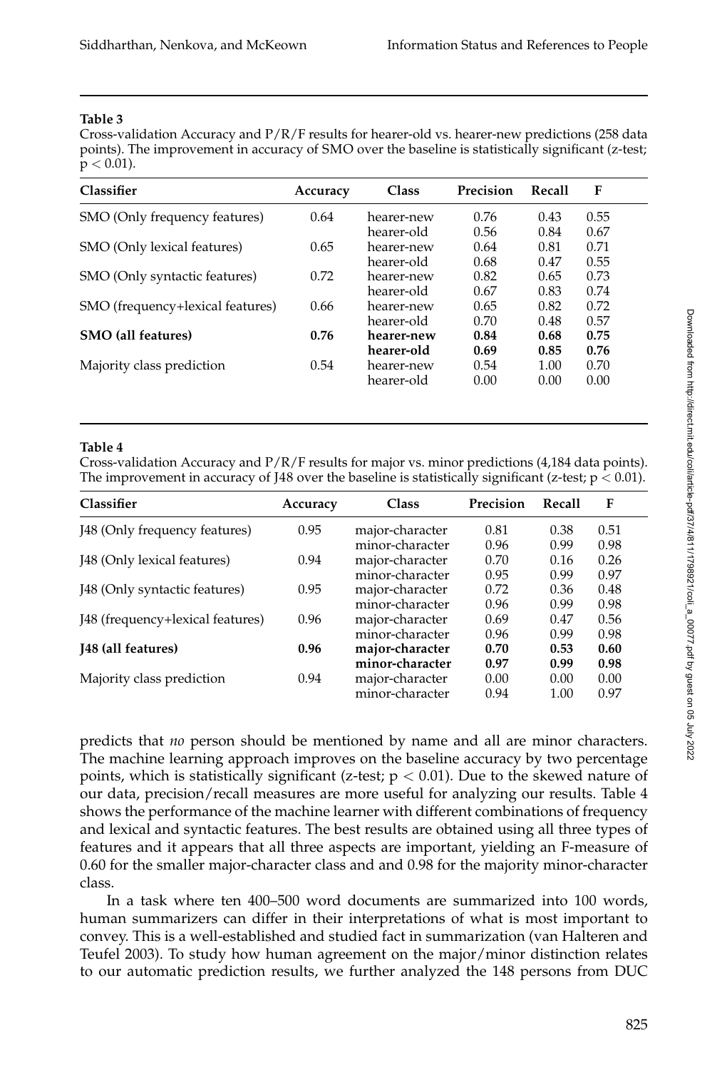**Table 3**
Cross-validation Accuracy and P/R/F results for hearer-old vs. hearer-new predictions (258 data points). The improvement in accuracy of SMO over the baseline is statistically significant (z-test; $p < 0.01$).

| Classifier | Accuracy | Class | Precision | Recall | F |
|---|---|---|---|---|---|
| SMO (Only frequency features) | 0.64 | hearer-new | 0.76 | 0.43 | 0.55 |
| | | hearer-old | 0.56 | 0.84 | 0.67 |
| SMO (Only lexical features) | 0.65 | hearer-new | 0.64 | 0.81 | 0.71 |
| | | hearer-old | 0.68 | 0.47 | 0.55 |
| SMO (Only syntactic features) | 0.72 | hearer-new | 0.82 | 0.65 | 0.73 |
| | | hearer-old | 0.67 | 0.83 | 0.74 |
| SMO (frequency+lexical features) | 0.66 | hearer-new | 0.65 | 0.82 | 0.72 |
| | | hearer-old | 0.70 | 0.48 | 0.57 |
| **SMO (all features)** | **0.76** | **hearer-new** | **0.84** | **0.68** | **0.75** |
| | | **hearer-old** | **0.69** | **0.85** | **0.76** |
| Majority class prediction | 0.54 | hearer-new | 0.54 | 1.00 | 0.70 |
| | | hearer-old | 0.00 | 0.00 | 0.00 |

**Table 4**
Cross-validation Accuracy and P/R/F results for major vs. minor predictions (4,184 data points). The improvement in accuracy of J48 over the baseline is statistically significant (z-test; $p < 0.01$).

| Classifier | Accuracy | Class | Precision | Recall | F |
|---|---|---|---|---|---|
| J48 (Only frequency features) | 0.95 | major-character | 0.81 | 0.38 | 0.51 |
| | | minor-character | 0.96 | 0.99 | 0.98 |
| J48 (Only lexical features) | 0.94 | major-character | 0.70 | 0.16 | 0.26 |
| | | minor-character | 0.95 | 0.99 | 0.97 |
| J48 (Only syntactic features) | 0.95 | major-character | 0.72 | 0.36 | 0.48 |
| | | minor-character | 0.96 | 0.99 | 0.98 |
| J48 (frequency+lexical features) | 0.96 | major-character | 0.69 | 0.47 | 0.56 |
| | | minor-character | 0.96 | 0.99 | 0.98 |
| **J48 (all features)** | **0.96** | **major-character** | **0.70** | **0.53** | **0.60** |
| | | **minor-character** | **0.97** | **0.99** | **0.98** |
| Majority class prediction | 0.94 | major-character | 0.00 | 0.00 | 0.00 |
| | | minor-character | 0.94 | 1.00 | 0.97 |

predicts that *no* person should be mentioned by name and all are minor characters. The machine learning approach improves on the baseline accuracy by two percentage points, which is statistically significant (z-test; $p < 0.01$). Due to the skewed nature of our data, precision/recall measures are more useful for analyzing our results. Table 4 shows the performance of the machine learner with different combinations of frequency and lexical and syntactic features. The best results are obtained using all three types of features and it appears that all three aspects are important, yielding an F-measure of 0.60 for the smaller major-character class and and 0.98 for the majority minor-character class.

In a task where ten 400–500 word documents are summarized into 100 words, human summarizers can differ in their interpretations of what is most important to convey. This is a well-established and studied fact in summarization (van Halteren and Teufel 2003). To study how human agreement on the major/minor distinction relates to our automatic prediction results, we further analyzed the 148 persons from DUC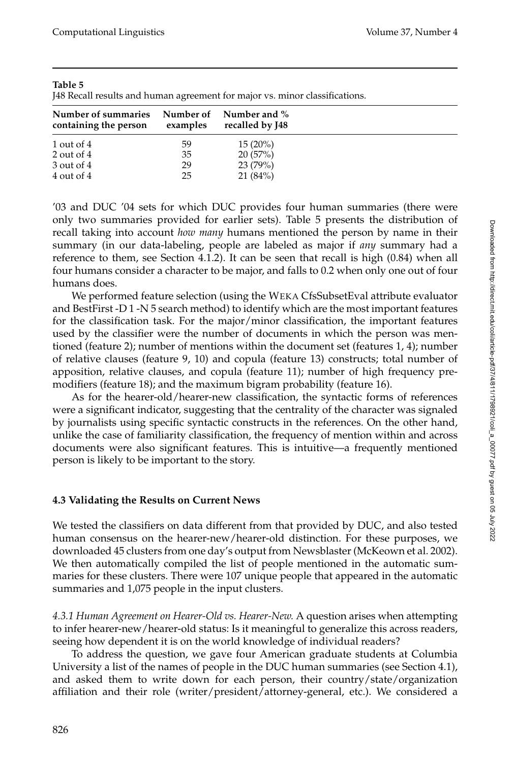**Table 5**
J48 Recall results and human agreement for major vs. minor classifications.

| Number of summaries containing the person | Number of examples | Number and % recalled by J48 |
|---|---|---|
| 1 out of 4 | 59 | 15 (20%) |
| 2 out of 4 | 35 | 20 (57%) |
| 3 out of 4 | 29 | 23 (79%) |
| 4 out of 4 | 25 | 21 (84%) |

'03 and DUC '04 sets for which DUC provides four human summaries (there were only two summaries provided for earlier sets). Table 5 presents the distribution of recall taking into account *how many* humans mentioned the person by name in their summary (in our data-labeling, people are labeled as major if *any* summary had a reference to them, see Section 4.1.2). It can be seen that recall is high (0.84) when all four humans consider a character to be major, and falls to 0.2 when only one out of four humans does.

We performed feature selection (using the WEKA CfsSubsetEval attribute evaluator and BestFirst -D 1 -N 5 search method) to identify which are the most important features for the classification task. For the major/minor classification, the important features used by the classifier were the number of documents in which the person was mentioned (feature 2); number of mentions within the document set (features 1, 4); number of relative clauses (feature 9, 10) and copula (feature 13) constructs; total number of apposition, relative clauses, and copula (feature 11); number of high frequency premodifiers (feature 18); and the maximum bigram probability (feature 16).

As for the hearer-old/hearer-new classification, the syntactic forms of references were a significant indicator, suggesting that the centrality of the character was signaled by journalists using specific syntactic constructs in the references. On the other hand, unlike the case of familiarity classification, the frequency of mention within and across documents were also significant features. This is intuitive—a frequently mentioned person is likely to be important to the story.

### 4.3 Validating the Results on Current News

We tested the classifiers on data different from that provided by DUC, and also tested human consensus on the hearer-new/hearer-old distinction. For these purposes, we downloaded 45 clusters from one day's output from Newsblaster (McKeown et al. 2002). We then automatically compiled the list of people mentioned in the automatic summaries for these clusters. There were 107 unique people that appeared in the automatic summaries and 1,075 people in the input clusters.

*4.3.1 Human Agreement on Hearer-Old vs. Hearer-New.* A question arises when attempting to infer hearer-new/hearer-old status: Is it meaningful to generalize this across readers, seeing how dependent it is on the world knowledge of individual readers?

To address the question, we gave four American graduate students at Columbia University a list of the names of people in the DUC human summaries (see Section 4.1), and asked them to write down for each person, their country/state/organization affiliation and their role (writer/president/attorney-general, etc.). We considered a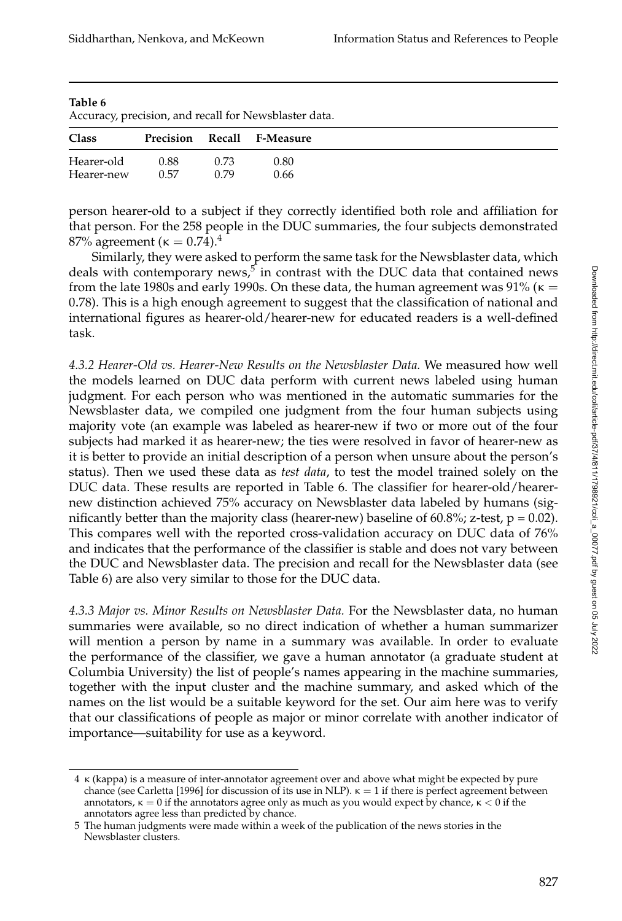**Table 6**
Accuracy, precision, and recall for Newsblaster data.

| Class | Precision | Recall | F-Measure |
|---|---|---|---|
| Hearer-old | 0.88 | 0.73 | 0.80 |
| Hearer-new | 0.57 | 0.79 | 0.66 |

person hearer-old to a subject if they correctly identified both role and affiliation for that person. For the 258 people in the DUC summaries, the four subjects demonstrated 87% agreement ($\kappa = 0.74$).[4]

Similarly, they were asked to perform the same task for the Newsblaster data, which deals with contemporary news,[5] in contrast with the DUC data that contained news from the late 1980s and early 1990s. On these data, the human agreement was 91% ($\kappa = 0.78$). This is a high enough agreement to suggest that the classification of national and international figures as hearer-old/hearer-new for educated readers is a well-defined task.

*4.3.2 Hearer-Old vs. Hearer-New Results on the Newsblaster Data.* We measured how well the models learned on DUC data perform with current news labeled using human judgment. For each person who was mentioned in the automatic summaries for the Newsblaster data, we compiled one judgment from the four human subjects using majority vote (an example was labeled as hearer-new if two or more out of the four subjects had marked it as hearer-new; the ties were resolved in favor of hearer-new as it is better to provide an initial description of a person when unsure about the person's status). Then we used these data as *test data*, to test the model trained solely on the DUC data. These results are reported in Table 6. The classifier for hearer-old/hearer-new distinction achieved 75% accuracy on Newsblaster data labeled by humans (significantly better than the majority class (hearer-new) baseline of 60.8%; z-test, $p = 0.02$). This compares well with the reported cross-validation accuracy on DUC data of 76% and indicates that the performance of the classifier is stable and does not vary between the DUC and Newsblaster data. The precision and recall for the Newsblaster data (see Table 6) are also very similar to those for the DUC data.

*4.3.3 Major vs. Minor Results on Newsblaster Data.* For the Newsblaster data, no human summaries were available, so no direct indication of whether a human summarizer will mention a person by name in a summary was available. In order to evaluate the performance of the classifier, we gave a human annotator (a graduate student at Columbia University) the list of people's names appearing in the machine summaries, together with the input cluster and the machine summary, and asked which of the names on the list would be a suitable keyword for the set. Our aim here was to verify that our classifications of people as major or minor correlate with another indicator of importance—suitability for use as a keyword.

---

4 $\kappa$ (kappa) is a measure of inter-annotator agreement over and above what might be expected by pure chance (see Carletta [1996] for discussion of its use in NLP). $\kappa = 1$ if there is perfect agreement between annotators, $\kappa = 0$ if the annotators agree only as much as you would expect by chance, $\kappa < 0$ if the annotators agree less than predicted by chance.

5 The human judgments were made within a week of the publication of the news stories in the Newsblaster clusters.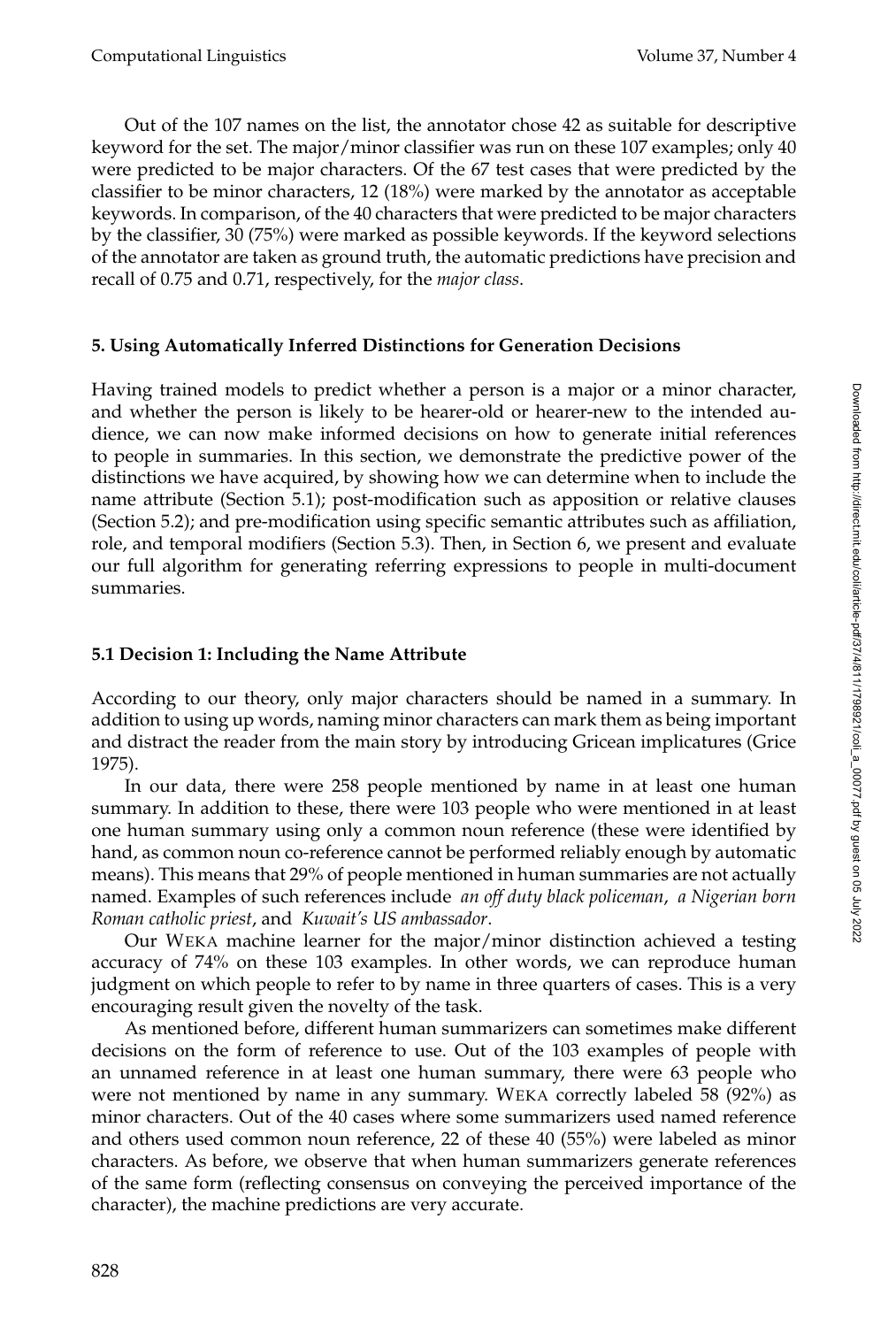Out of the 107 names on the list, the annotator chose 42 as suitable for descriptive keyword for the set. The major/minor classifier was run on these 107 examples; only 40 were predicted to be major characters. Of the 67 test cases that were predicted by the classifier to be minor characters, 12 (18%) were marked by the annotator as acceptable keywords. In comparison, of the 40 characters that were predicted to be major characters by the classifier, 30 (75%) were marked as possible keywords. If the keyword selections of the annotator are taken as ground truth, the automatic predictions have precision and recall of 0.75 and 0.71, respectively, for the *major class*.

## 5. Using Automatically Inferred Distinctions for Generation Decisions

Having trained models to predict whether a person is a major or a minor character, and whether the person is likely to be hearer-old or hearer-new to the intended audience, we can now make informed decisions on how to generate initial references to people in summaries. In this section, we demonstrate the predictive power of the distinctions we have acquired, by showing how we can determine when to include the name attribute (Section 5.1); post-modification such as apposition or relative clauses (Section 5.2); and pre-modification using specific semantic attributes such as affiliation, role, and temporal modifiers (Section 5.3). Then, in Section 6, we present and evaluate our full algorithm for generating referring expressions to people in multi-document summaries.

### 5.1 Decision 1: Including the Name Attribute

According to our theory, only major characters should be named in a summary. In addition to using up words, naming minor characters can mark them as being important and distract the reader from the main story by introducing Gricean implicatures (Grice 1975).

In our data, there were 258 people mentioned by name in at least one human summary. In addition to these, there were 103 people who were mentioned in at least one human summary using only a common noun reference (these were identified by hand, as common noun co-reference cannot be performed reliably enough by automatic means). This means that 29% of people mentioned in human summaries are not actually named. Examples of such references include *an off duty black policeman*, *a Nigerian born Roman catholic priest*, and *Kuwait's US ambassador*.

Our WEKA machine learner for the major/minor distinction achieved a testing accuracy of 74% on these 103 examples. In other words, we can reproduce human judgment on which people to refer to by name in three quarters of cases. This is a very encouraging result given the novelty of the task.

As mentioned before, different human summarizers can sometimes make different decisions on the form of reference to use. Out of the 103 examples of people with an unnamed reference in at least one human summary, there were 63 people who were not mentioned by name in any summary. WEKA correctly labeled 58 (92%) as minor characters. Out of the 40 cases where some summarizers used named reference and others used common noun reference, 22 of these 40 (55%) were labeled as minor characters. As before, we observe that when human summarizers generate references of the same form (reflecting consensus on conveying the perceived importance of the character), the machine predictions are very accurate.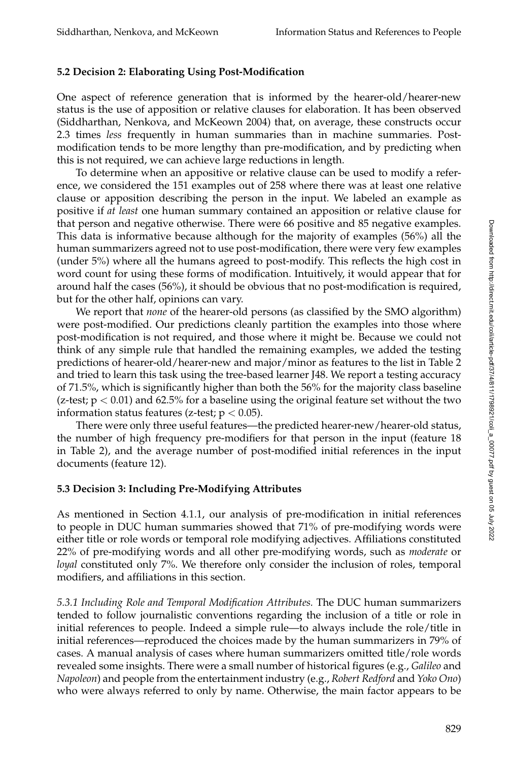### 5.2 Decision 2: Elaborating Using Post-Modification

One aspect of reference generation that is informed by the hearer-old/hearer-new status is the use of apposition or relative clauses for elaboration. It has been observed (Siddharthan, Nenkova, and McKeown 2004) that, on average, these constructs occur 2.3 times *less* frequently in human summaries than in machine summaries. Post-modification tends to be more lengthy than pre-modification, and by predicting when this is not required, we can achieve large reductions in length.

To determine when an appositive or relative clause can be used to modify a reference, we considered the 151 examples out of 258 where there was at least one relative clause or apposition describing the person in the input. We labeled an example as positive if *at least* one human summary contained an apposition or relative clause for that person and negative otherwise. There were 66 positive and 85 negative examples. This data is informative because although for the majority of examples (56%) all the human summarizers agreed not to use post-modification, there were very few examples (under 5%) where all the humans agreed to post-modify. This reflects the high cost in word count for using these forms of modification. Intuitively, it would appear that for around half the cases (56%), it should be obvious that no post-modification is required, but for the other half, opinions can vary.

We report that *none* of the hearer-old persons (as classified by the SMO algorithm) were post-modified. Our predictions cleanly partition the examples into those where post-modification is not required, and those where it might be. Because we could not think of any simple rule that handled the remaining examples, we added the testing predictions of hearer-old/hearer-new and major/minor as features to the list in Table 2 and tried to learn this task using the tree-based learner J48. We report a testing accuracy of 71.5%, which is significantly higher than both the 56% for the majority class baseline (z-test; $p < 0.01$) and 62.5% for a baseline using the original feature set without the two information status features (z-test; $p < 0.05$).

There were only three useful features—the predicted hearer-new/hearer-old status, the number of high frequency pre-modifiers for that person in the input (feature 18 in Table 2), and the average number of post-modified initial references in the input documents (feature 12).

### 5.3 Decision 3: Including Pre-Modifying Attributes

As mentioned in Section 4.1.1, our analysis of pre-modification in initial references to people in DUC human summaries showed that 71% of pre-modifying words were either title or role words or temporal role modifying adjectives. Affiliations constituted 22% of pre-modifying words and all other pre-modifying words, such as *moderate* or *loyal* constituted only 7%. We therefore only consider the inclusion of roles, temporal modifiers, and affiliations in this section.

*5.3.1 Including Role and Temporal Modification Attributes.* The DUC human summarizers tended to follow journalistic conventions regarding the inclusion of a title or role in initial references to people. Indeed a simple rule—to always include the role/title in initial references—reproduced the choices made by the human summarizers in 79% of cases. A manual analysis of cases where human summarizers omitted title/role words revealed some insights. There were a small number of historical figures (e.g., *Galileo* and *Napoleon*) and people from the entertainment industry (e.g., *Robert Redford* and *Yoko Ono*) who were always referred to only by name. Otherwise, the main factor appears to be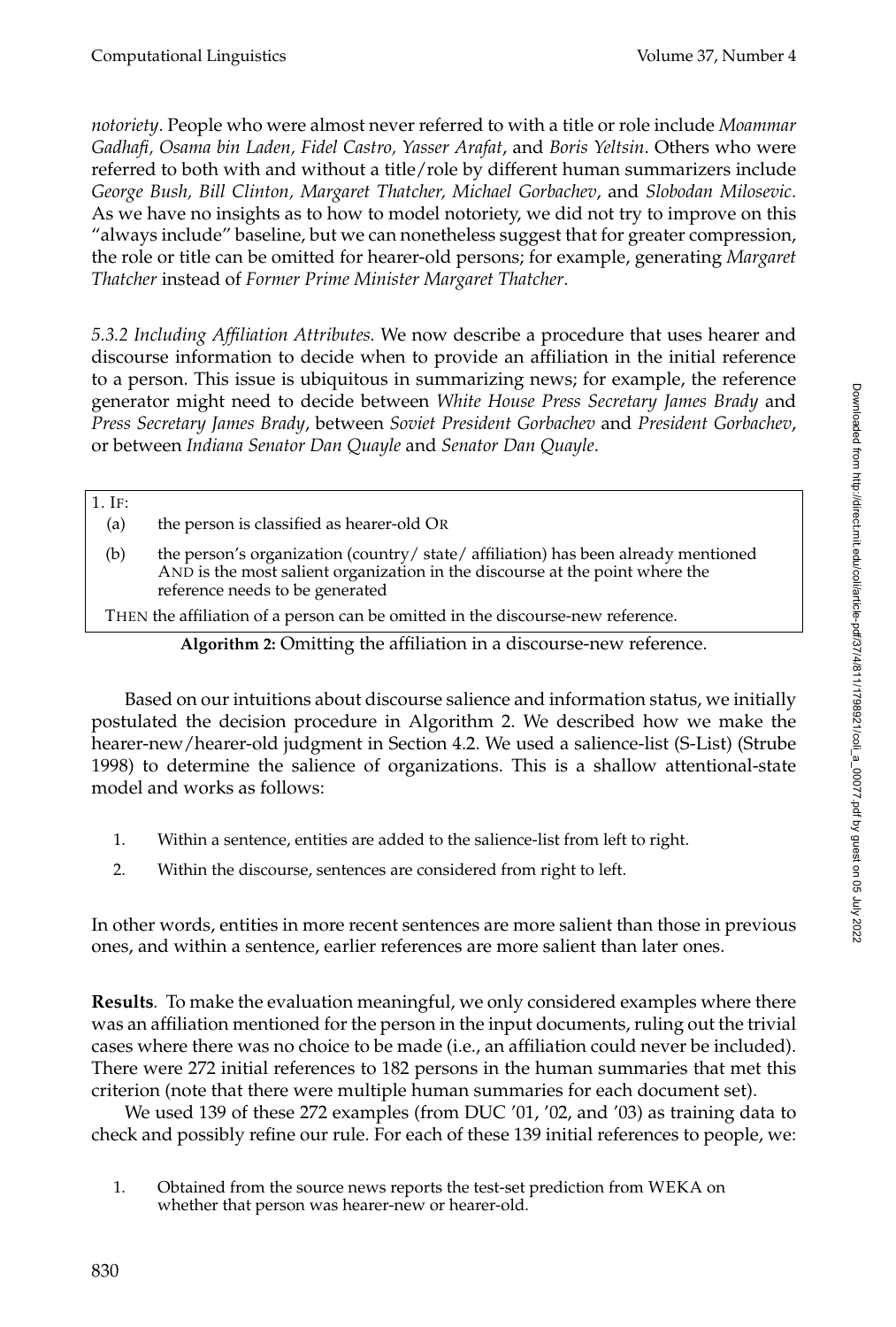*notoriety*. People who were almost never referred to with a title or role include *Moammar Gadhafi, Osama bin Laden, Fidel Castro, Yasser Arafat*, and *Boris Yeltsin*. Others who were referred to both with and without a title/role by different human summarizers include *George Bush, Bill Clinton, Margaret Thatcher, Michael Gorbachev*, and *Slobodan Milosevic*. As we have no insights as to how to model notoriety, we did not try to improve on this "always include" baseline, but we can nonetheless suggest that for greater compression, the role or title can be omitted for hearer-old persons; for example, generating *Margaret Thatcher* instead of *Former Prime Minister Margaret Thatcher*.

*5.3.2 Including Affiliation Attributes.* We now describe a procedure that uses hearer and discourse information to decide when to provide an affiliation in the initial reference to a person. This issue is ubiquitous in summarizing news; for example, the reference generator might need to decide between *White House Press Secretary James Brady* and *Press Secretary James Brady*, between *Soviet President Gorbachev* and *President Gorbachev*, or between *Indiana Senator Dan Quayle* and *Senator Dan Quayle*.

1. IF:
   - (a) the person is classified as hearer-old OR
   - (b) the person's organization (country/ state/ affiliation) has been already mentioned AND is the most salient organization in the discourse at the point where the reference needs to be generated

   THEN the affiliation of a person can be omitted in the discourse-new reference.

**Algorithm 2:** Omitting the affiliation in a discourse-new reference.

Based on our intuitions about discourse salience and information status, we initially postulated the decision procedure in Algorithm 2. We described how we make the hearer-new/hearer-old judgment in Section 4.2. We used a salience-list (S-List) (Strube 1998) to determine the salience of organizations. This is a shallow attentional-state model and works as follows:

1. Within a sentence, entities are added to the salience-list from left to right.
2. Within the discourse, sentences are considered from right to left.

In other words, entities in more recent sentences are more salient than those in previous ones, and within a sentence, earlier references are more salient than later ones.

**Results**. To make the evaluation meaningful, we only considered examples where there was an affiliation mentioned for the person in the input documents, ruling out the trivial cases where there was no choice to be made (i.e., an affiliation could never be included). There were 272 initial references to 182 persons in the human summaries that met this criterion (note that there were multiple human summaries for each document set).

We used 139 of these 272 examples (from DUC '01, '02, and '03) as training data to check and possibly refine our rule. For each of these 139 initial references to people, we:

1. Obtained from the source news reports the test-set prediction from WEKA on whether that person was hearer-new or hearer-old.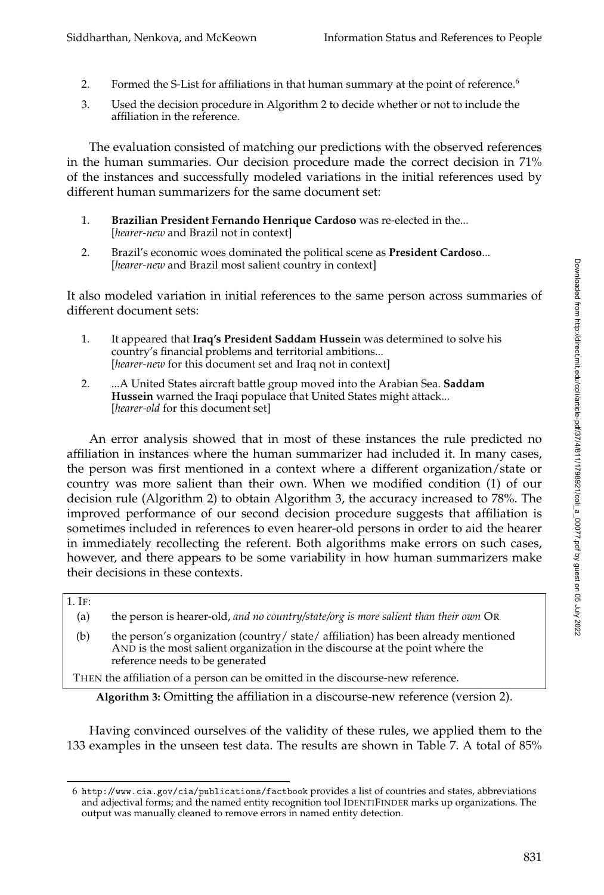2. Formed the S-List for affiliations in that human summary at the point of reference.[6]
3. Used the decision procedure in Algorithm 2 to decide whether or not to include the affiliation in the reference.

The evaluation consisted of matching our predictions with the observed references in the human summaries. Our decision procedure made the correct decision in 71% of the instances and successfully modeled variations in the initial references used by different human summarizers for the same document set:

1. **Brazilian President Fernando Henrique Cardoso** was re-elected in the... [*hearer-new* and Brazil not in context]
2. Brazil's economic woes dominated the political scene as **President Cardoso**... [*hearer-new* and Brazil most salient country in context]

It also modeled variation in initial references to the same person across summaries of different document sets:

1. It appeared that **Iraq's President Saddam Hussein** was determined to solve his country's financial problems and territorial ambitions... [*hearer-new* for this document set and Iraq not in context]
2. ...A United States aircraft battle group moved into the Arabian Sea. **Saddam Hussein** warned the Iraqi populace that United States might attack... [*hearer-old* for this document set]

An error analysis showed that in most of these instances the rule predicted no affiliation in instances where the human summarizer had included it. In many cases, the person was first mentioned in a context where a different organization/state or country was more salient than their own. When we modified condition (1) of our decision rule (Algorithm 2) to obtain Algorithm 3, the accuracy increased to 78%. The improved performance of our second decision procedure suggests that affiliation is sometimes included in references to even hearer-old persons in order to aid the hearer in immediately recollecting the referent. Both algorithms make errors on such cases, however, and there appears to be some variability in how human summarizers make their decisions in these contexts.

1. IF:
   (a) the person is hearer-old, *and no country/state/org is more salient than their own* OR
   (b) the person's organization (country/ state/ affiliation) has been already mentioned AND is the most salient organization in the discourse at the point where the reference needs to be generated

THEN the affiliation of a person can be omitted in the discourse-new reference.

**Algorithm 3:** Omitting the affiliation in a discourse-new reference (version 2).

Having convinced ourselves of the validity of these rules, we applied them to the 133 examples in the unseen test data. The results are shown in Table 7. A total of 85%

6 http://www.cia.gov/cia/publications/factbook provides a list of countries and states, abbreviations and adjectival forms; and the named entity recognition tool IDENTIFINDER marks up organizations. The output was manually cleaned to remove errors in named entity detection.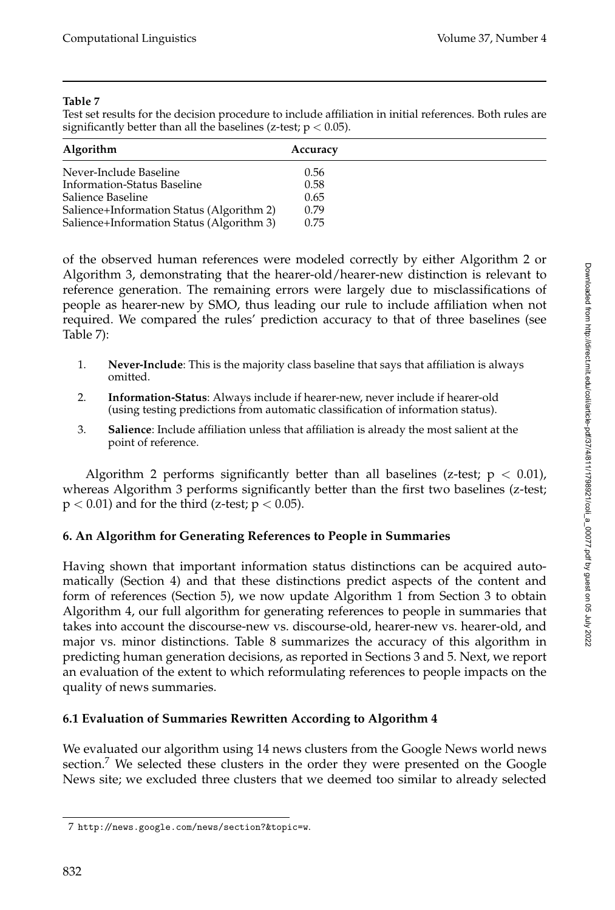**Table 7**
Test set results for the decision procedure to include affiliation in initial references. Both rules are significantly better than all the baselines (z-test; $p < 0.05$).

| Algorithm | Accuracy |
|---|---|
| Never-Include Baseline | 0.56 |
| Information-Status Baseline | 0.58 |
| Salience Baseline | 0.65 |
| Salience+Information Status (Algorithm 2) | 0.79 |
| Salience+Information Status (Algorithm 3) | 0.75 |

of the observed human references were modeled correctly by either Algorithm 2 or Algorithm 3, demonstrating that the hearer-old/hearer-new distinction is relevant to reference generation. The remaining errors were largely due to misclassifications of people as hearer-new by SMO, thus leading our rule to include affiliation when not required. We compared the rules' prediction accuracy to that of three baselines (see Table 7):

1. **Never-Include**: This is the majority class baseline that says that affiliation is always omitted.
2. **Information-Status**: Always include if hearer-new, never include if hearer-old (using testing predictions from automatic classification of information status).
3. **Salience**: Include affiliation unless that affiliation is already the most salient at the point of reference.

Algorithm 2 performs significantly better than all baselines (z-test; $p < 0.01$), whereas Algorithm 3 performs significantly better than the first two baselines (z-test; $p < 0.01$) and for the third (z-test; $p < 0.05$).

## 6. An Algorithm for Generating References to People in Summaries

Having shown that important information status distinctions can be acquired automatically (Section 4) and that these distinctions predict aspects of the content and form of references (Section 5), we now update Algorithm 1 from Section 3 to obtain Algorithm 4, our full algorithm for generating references to people in summaries that takes into account the discourse-new vs. discourse-old, hearer-new vs. hearer-old, and major vs. minor distinctions. Table 8 summarizes the accuracy of this algorithm in predicting human generation decisions, as reported in Sections 3 and 5. Next, we report an evaluation of the extent to which reformulating references to people impacts on the quality of news summaries.

### 6.1 Evaluation of Summaries Rewritten According to Algorithm 4

We evaluated our algorithm using 14 news clusters from the Google News world news section.[7] We selected these clusters in the order they were presented on the Google News site; we excluded three clusters that we deemed too similar to already selected

[7] http://news.google.com/news/section?&topic=w.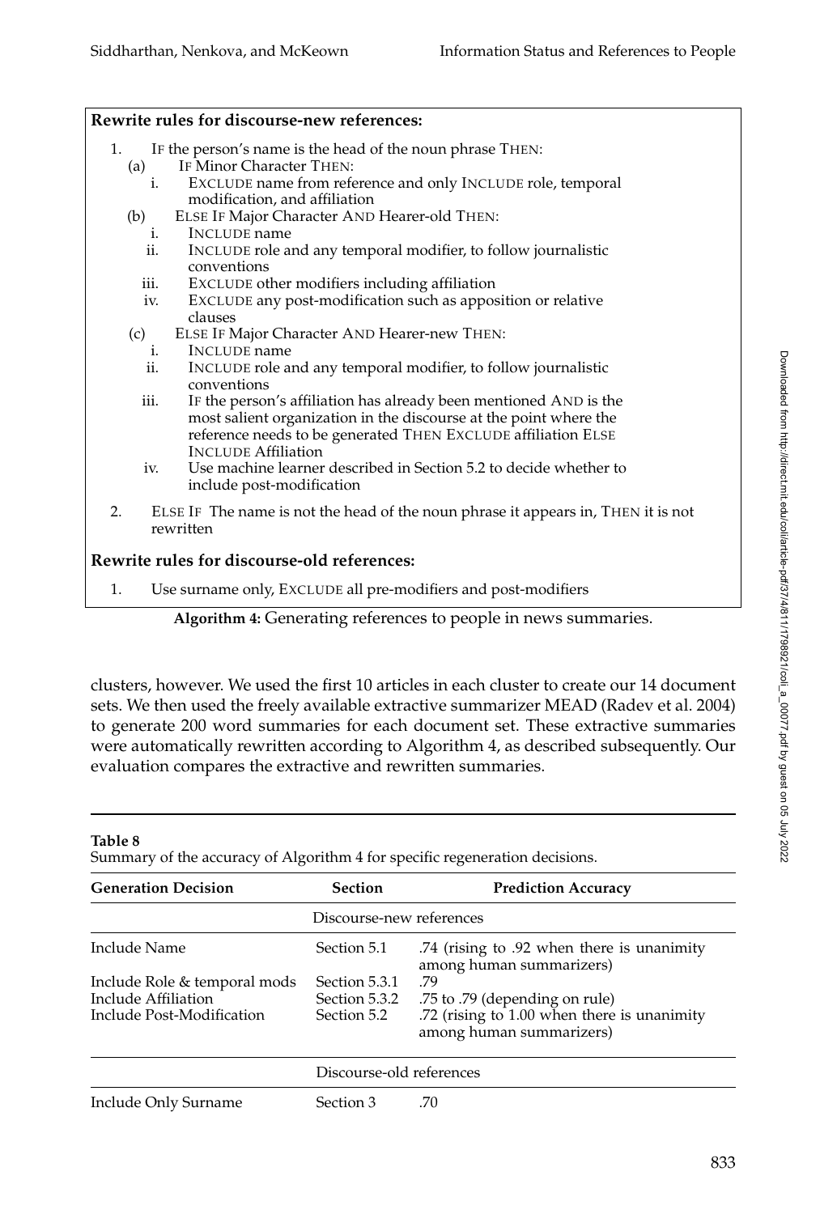**Rewrite rules for discourse-new references:**

1. IF the person's name is the head of the noun phrase THEN:
   (a) IF Minor Character THEN:
      i. EXCLUDE name from reference and only INCLUDE role, temporal modification, and affiliation
   (b) ELSE IF Major Character AND Hearer-old THEN:
      i. INCLUDE name
      ii. INCLUDE role and any temporal modifier, to follow journalistic conventions
      iii. EXCLUDE other modifiers including affiliation
      iv. EXCLUDE any post-modification such as apposition or relative clauses
   (c) ELSE IF Major Character AND Hearer-new THEN:
      i. INCLUDE name
      ii. INCLUDE role and any temporal modifier, to follow journalistic conventions
      iii. IF the person's affiliation has already been mentioned AND is the most salient organization in the discourse at the point where the reference needs to be generated THEN EXCLUDE affiliation ELSE INCLUDE Affiliation
      iv. Use machine learner described in Section 5.2 to decide whether to include post-modification
2. ELSE IF The name is not the head of the noun phrase it appears in, THEN it is not rewritten

**Rewrite rules for discourse-old references:**

1. Use surname only, EXCLUDE all pre-modifiers and post-modifiers

**Algorithm 4:** Generating references to people in news summaries.

clusters, however. We used the first 10 articles in each cluster to create our 14 document sets. We then used the freely available extractive summarizer MEAD (Radev et al. 2004) to generate 200 word summaries for each document set. These extractive summaries were automatically rewritten according to Algorithm 4, as described subsequently. Our evaluation compares the extractive and rewritten summaries.

**Table 8**
Summary of the accuracy of Algorithm 4 for specific regeneration decisions.

| Generation Decision | Section | Prediction Accuracy |
|---|---|---|
| | Discourse-new references | |
| Include Name | Section 5.1 | .74 (rising to .92 when there is unanimity among human summarizers) |
| Include Role & temporal mods | Section 5.3.1 | .79 |
| Include Affiliation | Section 5.3.2 | .75 to .79 (depending on rule) |
| Include Post-Modification | Section 5.2 | .72 (rising to 1.00 when there is unanimity among human summarizers) |
| | Discourse-old references | |
| Include Only Surname | Section 3 | .70 |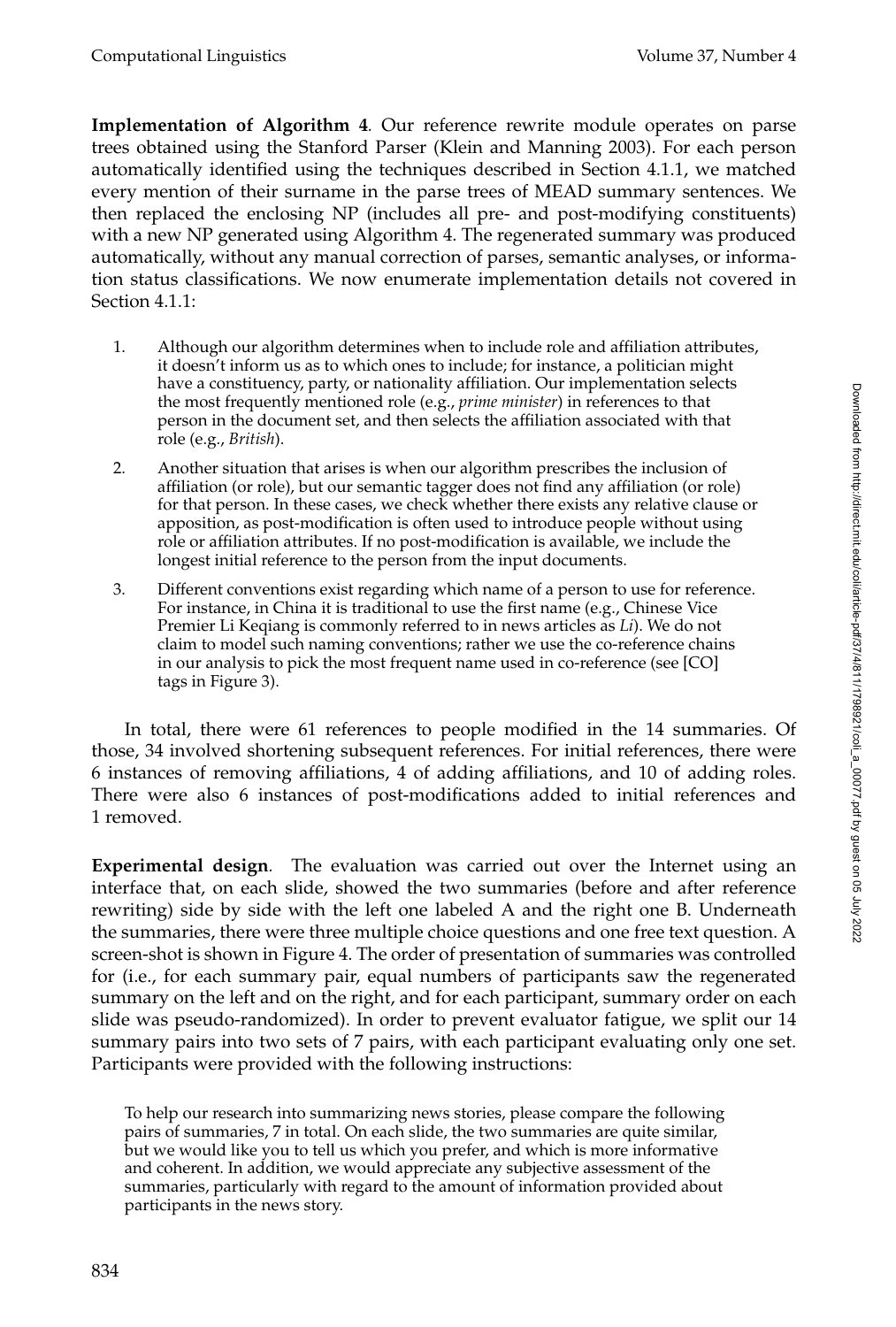**Implementation of Algorithm 4**. Our reference rewrite module operates on parse trees obtained using the Stanford Parser (Klein and Manning 2003). For each person automatically identified using the techniques described in Section 4.1.1, we matched every mention of their surname in the parse trees of MEAD summary sentences. We then replaced the enclosing NP (includes all pre- and post-modifying constituents) with a new NP generated using Algorithm 4. The regenerated summary was produced automatically, without any manual correction of parses, semantic analyses, or information status classifications. We now enumerate implementation details not covered in Section 4.1.1:

1. Although our algorithm determines when to include role and affiliation attributes, it doesn't inform us as to which ones to include; for instance, a politician might have a constituency, party, or nationality affiliation. Our implementation selects the most frequently mentioned role (e.g., *prime minister*) in references to that person in the document set, and then selects the affiliation associated with that role (e.g., *British*).
2. Another situation that arises is when our algorithm prescribes the inclusion of affiliation (or role), but our semantic tagger does not find any affiliation (or role) for that person. In these cases, we check whether there exists any relative clause or apposition, as post-modification is often used to introduce people without using role or affiliation attributes. If no post-modification is available, we include the longest initial reference to the person from the input documents.
3. Different conventions exist regarding which name of a person to use for reference. For instance, in China it is traditional to use the first name (e.g., Chinese Vice Premier Li Keqiang is commonly referred to in news articles as *Li*). We do not claim to model such naming conventions; rather we use the co-reference chains in our analysis to pick the most frequent name used in co-reference (see [CO] tags in Figure 3).

In total, there were 61 references to people modified in the 14 summaries. Of those, 34 involved shortening subsequent references. For initial references, there were 6 instances of removing affiliations, 4 of adding affiliations, and 10 of adding roles. There were also 6 instances of post-modifications added to initial references and 1 removed.

**Experimental design**. The evaluation was carried out over the Internet using an interface that, on each slide, showed the two summaries (before and after reference rewriting) side by side with the left one labeled A and the right one B. Underneath the summaries, there were three multiple choice questions and one free text question. A screen-shot is shown in Figure 4. The order of presentation of summaries was controlled for (i.e., for each summary pair, equal numbers of participants saw the regenerated summary on the left and on the right, and for each participant, summary order on each slide was pseudo-randomized). In order to prevent evaluator fatigue, we split our 14 summary pairs into two sets of 7 pairs, with each participant evaluating only one set. Participants were provided with the following instructions:

> To help our research into summarizing news stories, please compare the following pairs of summaries, 7 in total. On each slide, the two summaries are quite similar, but we would like you to tell us which you prefer, and which is more informative and coherent. In addition, we would appreciate any subjective assessment of the summaries, particularly with regard to the amount of information provided about participants in the news story.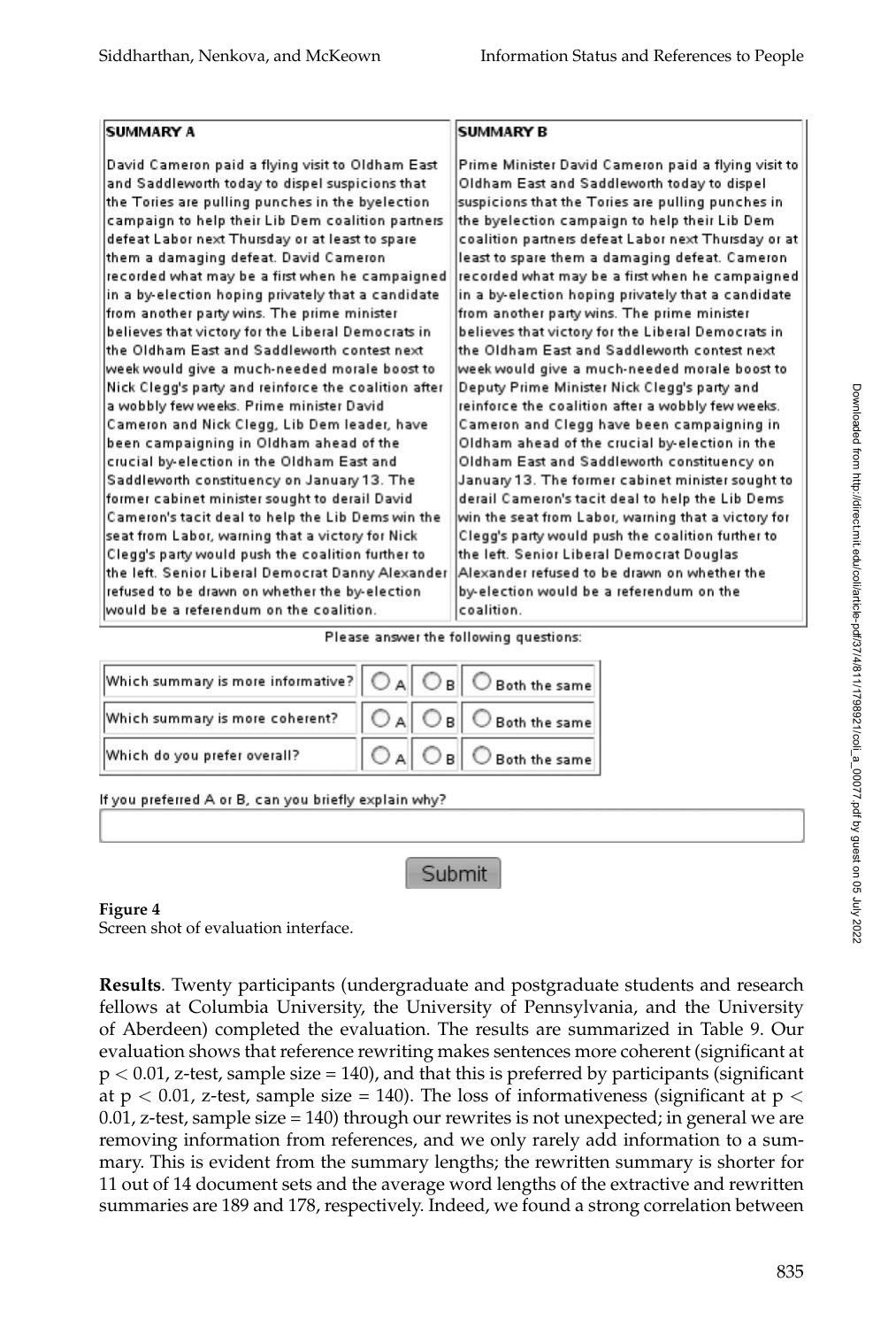| SUMMARY A | SUMMARY B |
|---|---|
| David Cameron paid a flying visit to Oldham East and Saddleworth today to dispel suspicions that the Tories are pulling punches in the byelection campaign to help their Lib Dem coalition partners defeat Labor next Thursday or at least to spare them a damaging defeat. David Cameron recorded what may be a first when he campaigned in a by-election hoping privately that a candidate from another party wins. The prime minister believes that victory for the Liberal Democrats in the Oldham East and Saddleworth contest next week would give a much-needed morale boost to Nick Clegg's party and reinforce the coalition after a wobbly few weeks. Prime minister David Cameron and Nick Clegg, Lib Dem leader, have been campaigning in Oldham ahead of the crucial by-election in the Oldham East and Saddleworth constituency on January 13. The former cabinet minister sought to derail David Cameron's tacit deal to help the Lib Dems win the seat from Labor, warning that a victory for Nick Clegg's party would push the coalition further to the left. Senior Liberal Democrat Danny Alexander refused to be drawn on whether the by-election would be a referendum on the coalition. | Prime Minister David Cameron paid a flying visit to Oldham East and Saddleworth today to dispel suspicions that the Tories are pulling punches in the byelection campaign to help their Lib Dem coalition partners defeat Labor next Thursday or at least to spare them a damaging defeat. Cameron recorded what may be a first when he campaigned in a by-election hoping privately that a candidate from another party wins. The prime minister believes that victory for the Liberal Democrats in the Oldham East and Saddleworth contest next week would give a much-needed morale boost to Deputy Prime Minister Nick Clegg's party and reinforce the coalition after a wobbly few weeks. Cameron and Clegg have been campaigning in Oldham ahead of the crucial by-election in the Oldham East and Saddleworth constituency on January 13. The former cabinet minister sought to derail Cameron's tacit deal to help the Lib Dems win the seat from Labor, warning that a victory for Clegg's party would push the coalition further to the left. Senior Liberal Democrat Douglas Alexander refused to be drawn on whether the by-election would be a referendum on the coalition. |

Please answer the following questions:

| | | | |
|---|---|---|---|
| Which summary is more informative? | A | B | Both the same |
| Which summary is more coherent? | A | B | Both the same |
| Which do you prefer overall? | A | B | Both the same |

If you preferred A or B, can you briefly explain why?

Submit

**Figure 4**
Screen shot of evaluation interface.

**Results**. Twenty participants (undergraduate and postgraduate students and research fellows at Columbia University, the University of Pennsylvania, and the University of Aberdeen) completed the evaluation. The results are summarized in Table 9. Our evaluation shows that reference rewriting makes sentences more coherent (significant at $p < 0.01$, z-test, sample size = 140), and that this is preferred by participants (significant at $p < 0.01$, z-test, sample size = 140). The loss of informativeness (significant at $p < 0.01$, z-test, sample size = 140) through our rewrites is not unexpected; in general we are removing information from references, and we only rarely add information to a summary. This is evident from the summary lengths; the rewritten summary is shorter for 11 out of 14 document sets and the average word lengths of the extractive and rewritten summaries are 189 and 178, respectively. Indeed, we found a strong correlation between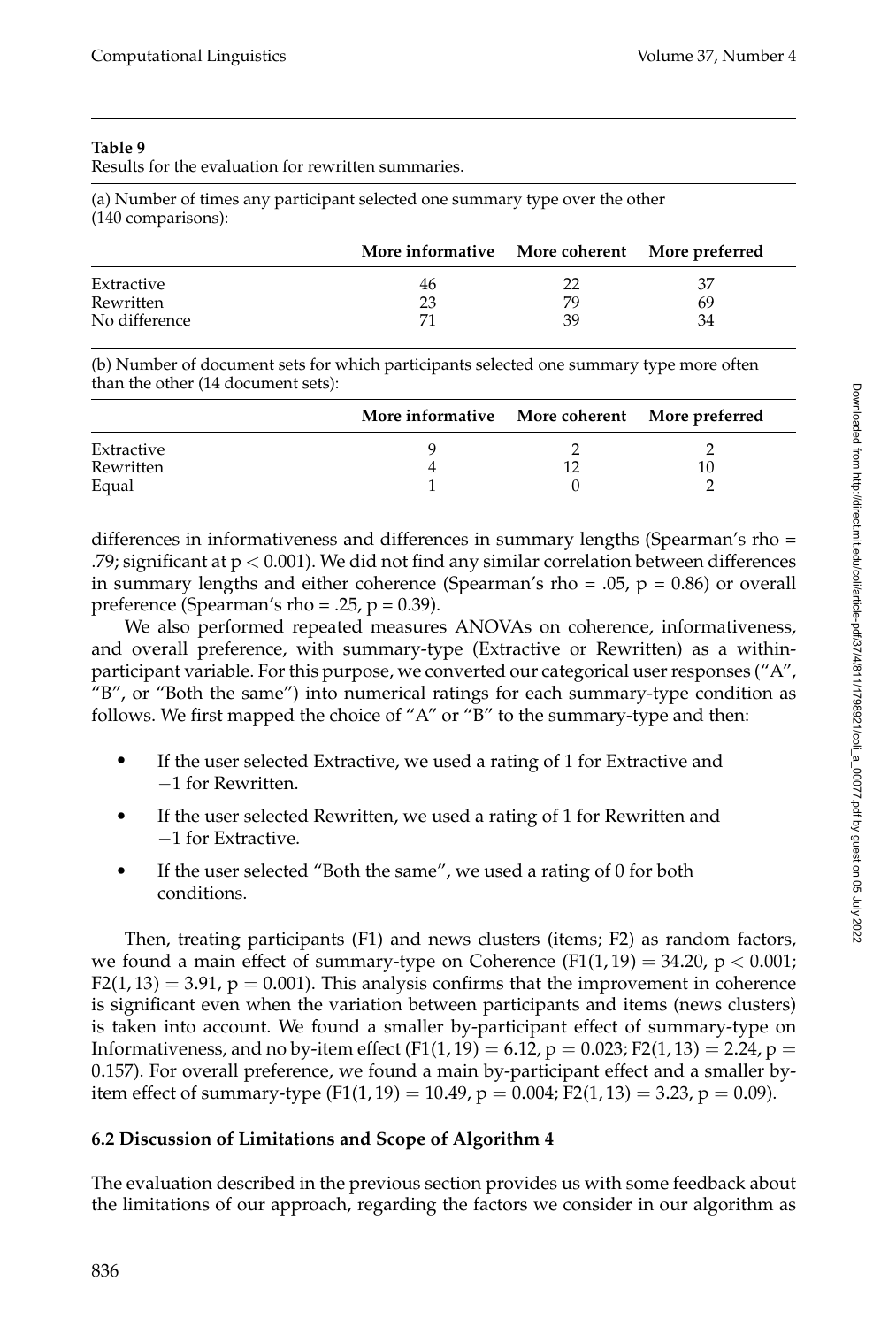**Table 9**
Results for the evaluation for rewritten summaries.

(a) Number of times any participant selected one summary type over the other (140 comparisons):

| | More informative | More coherent | More preferred |
|---|---|---|---|
| Extractive | 46 | 22 | 37 |
| Rewritten | 23 | 79 | 69 |
| No difference | 71 | 39 | 34 |

(b) Number of document sets for which participants selected one summary type more often than the other (14 document sets):

| | More informative | More coherent | More preferred |
|---|---|---|---|
| Extractive | 9 | 2 | 2 |
| Rewritten | 4 | 12 | 10 |
| Equal | 1 | 0 | 2 |

differences in informativeness and differences in summary lengths (Spearman's rho = .79; significant at $p < 0.001$). We did not find any similar correlation between differences in summary lengths and either coherence (Spearman's rho = .05, $p = 0.86$) or overall preference (Spearman's rho = .25, $p = 0.39$).

We also performed repeated measures ANOVAs on coherence, informativeness, and overall preference, with summary-type (Extractive or Rewritten) as a within-participant variable. For this purpose, we converted our categorical user responses ("A", "B", or "Both the same") into numerical ratings for each summary-type condition as follows. We first mapped the choice of "A" or "B" to the summary-type and then:

- If the user selected Extractive, we used a rating of 1 for Extractive and −1 for Rewritten.
- If the user selected Rewritten, we used a rating of 1 for Rewritten and −1 for Extractive.
- If the user selected "Both the same", we used a rating of 0 for both conditions.

Then, treating participants (F1) and news clusters (items; F2) as random factors, we found a main effect of summary-type on Coherence ($F1(1, 19) = 34.20$, $p < 0.001$; $F2(1, 13) = 3.91$, $p = 0.001$). This analysis confirms that the improvement in coherence is significant even when the variation between participants and items (news clusters) is taken into account. We found a smaller by-participant effect of summary-type on Informativeness, and no by-item effect ($F1(1, 19) = 6.12$, $p = 0.023$; $F2(1, 13) = 2.24$, $p = 0.157$). For overall preference, we found a main by-participant effect and a smaller by-item effect of summary-type ($F1(1, 19) = 10.49$, $p = 0.004$; $F2(1, 13) = 3.23$, $p = 0.09$).

### 6.2 Discussion of Limitations and Scope of Algorithm 4

The evaluation described in the previous section provides us with some feedback about the limitations of our approach, regarding the factors we consider in our algorithm as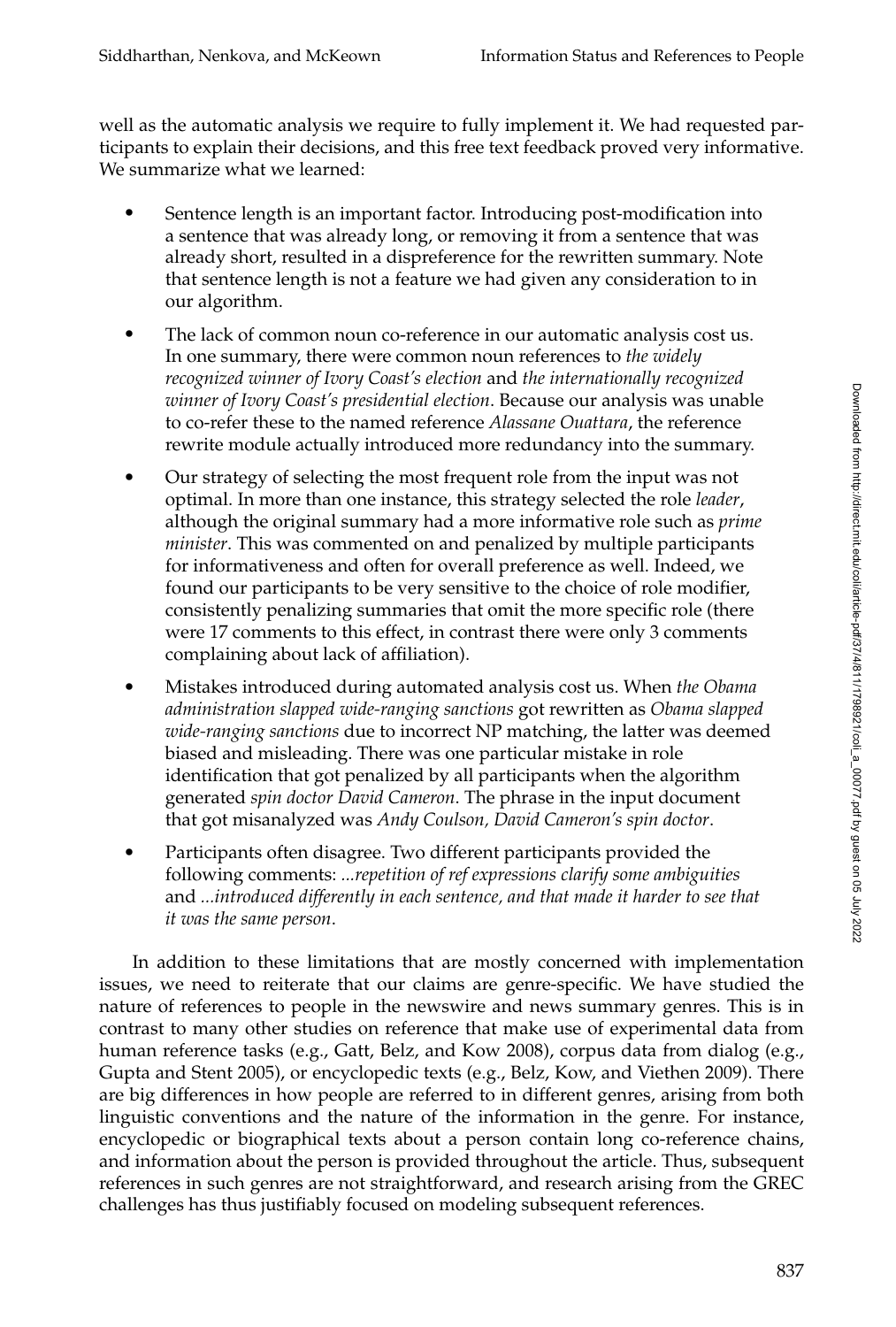well as the automatic analysis we require to fully implement it. We had requested participants to explain their decisions, and this free text feedback proved very informative. We summarize what we learned:

- Sentence length is an important factor. Introducing post-modification into a sentence that was already long, or removing it from a sentence that was already short, resulted in a dispreference for the rewritten summary. Note that sentence length is not a feature we had given any consideration to in our algorithm.
- The lack of common noun co-reference in our automatic analysis cost us. In one summary, there were common noun references to *the widely recognized winner of Ivory Coast's election* and *the internationally recognized winner of Ivory Coast's presidential election*. Because our analysis was unable to co-refer these to the named reference *Alassane Ouattara*, the reference rewrite module actually introduced more redundancy into the summary.
- Our strategy of selecting the most frequent role from the input was not optimal. In more than one instance, this strategy selected the role *leader*, although the original summary had a more informative role such as *prime minister*. This was commented on and penalized by multiple participants for informativeness and often for overall preference as well. Indeed, we found our participants to be very sensitive to the choice of role modifier, consistently penalizing summaries that omit the more specific role (there were 17 comments to this effect, in contrast there were only 3 comments complaining about lack of affiliation).
- Mistakes introduced during automated analysis cost us. When *the Obama administration slapped wide-ranging sanctions* got rewritten as *Obama slapped wide-ranging sanctions* due to incorrect NP matching, the latter was deemed biased and misleading. There was one particular mistake in role identification that got penalized by all participants when the algorithm generated *spin doctor David Cameron*. The phrase in the input document that got misanalyzed was *Andy Coulson, David Cameron's spin doctor*.
- Participants often disagree. Two different participants provided the following comments: *...repetition of ref expressions clarify some ambiguities* and *...introduced differently in each sentence, and that made it harder to see that it was the same person*.

In addition to these limitations that are mostly concerned with implementation issues, we need to reiterate that our claims are genre-specific. We have studied the nature of references to people in the newswire and news summary genres. This is in contrast to many other studies on reference that make use of experimental data from human reference tasks (e.g., Gatt, Belz, and Kow 2008), corpus data from dialog (e.g., Gupta and Stent 2005), or encyclopedic texts (e.g., Belz, Kow, and Viethen 2009). There are big differences in how people are referred to in different genres, arising from both linguistic conventions and the nature of the information in the genre. For instance, encyclopedic or biographical texts about a person contain long co-reference chains, and information about the person is provided throughout the article. Thus, subsequent references in such genres are not straightforward, and research arising from the GREC challenges has thus justifiably focused on modeling subsequent references.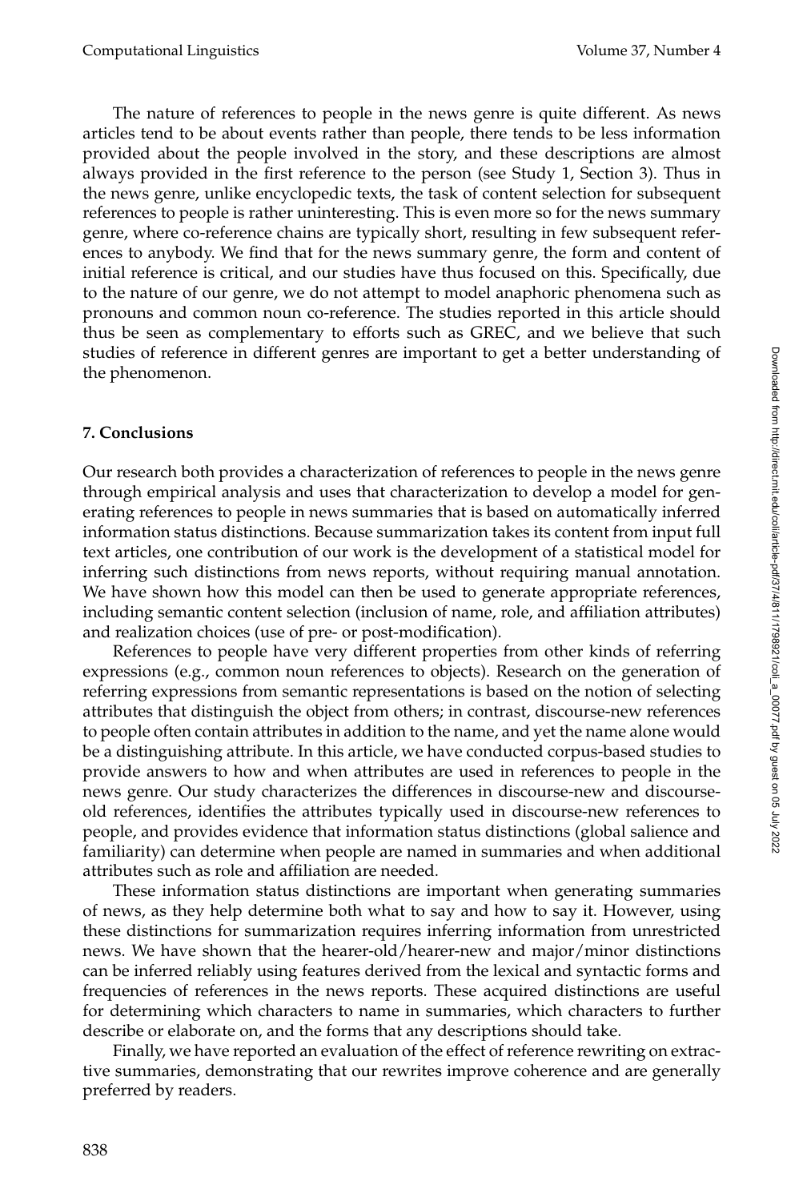The nature of references to people in the news genre is quite different. As news articles tend to be about events rather than people, there tends to be less information provided about the people involved in the story, and these descriptions are almost always provided in the first reference to the person (see Study 1, Section 3). Thus in the news genre, unlike encyclopedic texts, the task of content selection for subsequent references to people is rather uninteresting. This is even more so for the news summary genre, where co-reference chains are typically short, resulting in few subsequent references to anybody. We find that for the news summary genre, the form and content of initial reference is critical, and our studies have thus focused on this. Specifically, due to the nature of our genre, we do not attempt to model anaphoric phenomena such as pronouns and common noun co-reference. The studies reported in this article should thus be seen as complementary to efforts such as GREC, and we believe that such studies of reference in different genres are important to get a better understanding of the phenomenon.

## 7. Conclusions

Our research both provides a characterization of references to people in the news genre through empirical analysis and uses that characterization to develop a model for generating references to people in news summaries that is based on automatically inferred information status distinctions. Because summarization takes its content from input full text articles, one contribution of our work is the development of a statistical model for inferring such distinctions from news reports, without requiring manual annotation. We have shown how this model can then be used to generate appropriate references, including semantic content selection (inclusion of name, role, and affiliation attributes) and realization choices (use of pre- or post-modification).

References to people have very different properties from other kinds of referring expressions (e.g., common noun references to objects). Research on the generation of referring expressions from semantic representations is based on the notion of selecting attributes that distinguish the object from others; in contrast, discourse-new references to people often contain attributes in addition to the name, and yet the name alone would be a distinguishing attribute. In this article, we have conducted corpus-based studies to provide answers to how and when attributes are used in references to people in the news genre. Our study characterizes the differences in discourse-new and discourse-old references, identifies the attributes typically used in discourse-new references to people, and provides evidence that information status distinctions (global salience and familiarity) can determine when people are named in summaries and when additional attributes such as role and affiliation are needed.

These information status distinctions are important when generating summaries of news, as they help determine both what to say and how to say it. However, using these distinctions for summarization requires inferring information from unrestricted news. We have shown that the hearer-old/hearer-new and major/minor distinctions can be inferred reliably using features derived from the lexical and syntactic forms and frequencies of references in the news reports. These acquired distinctions are useful for determining which characters to name in summaries, which characters to further describe or elaborate on, and the forms that any descriptions should take.

Finally, we have reported an evaluation of the effect of reference rewriting on extractive summaries, demonstrating that our rewrites improve coherence and are generally preferred by readers.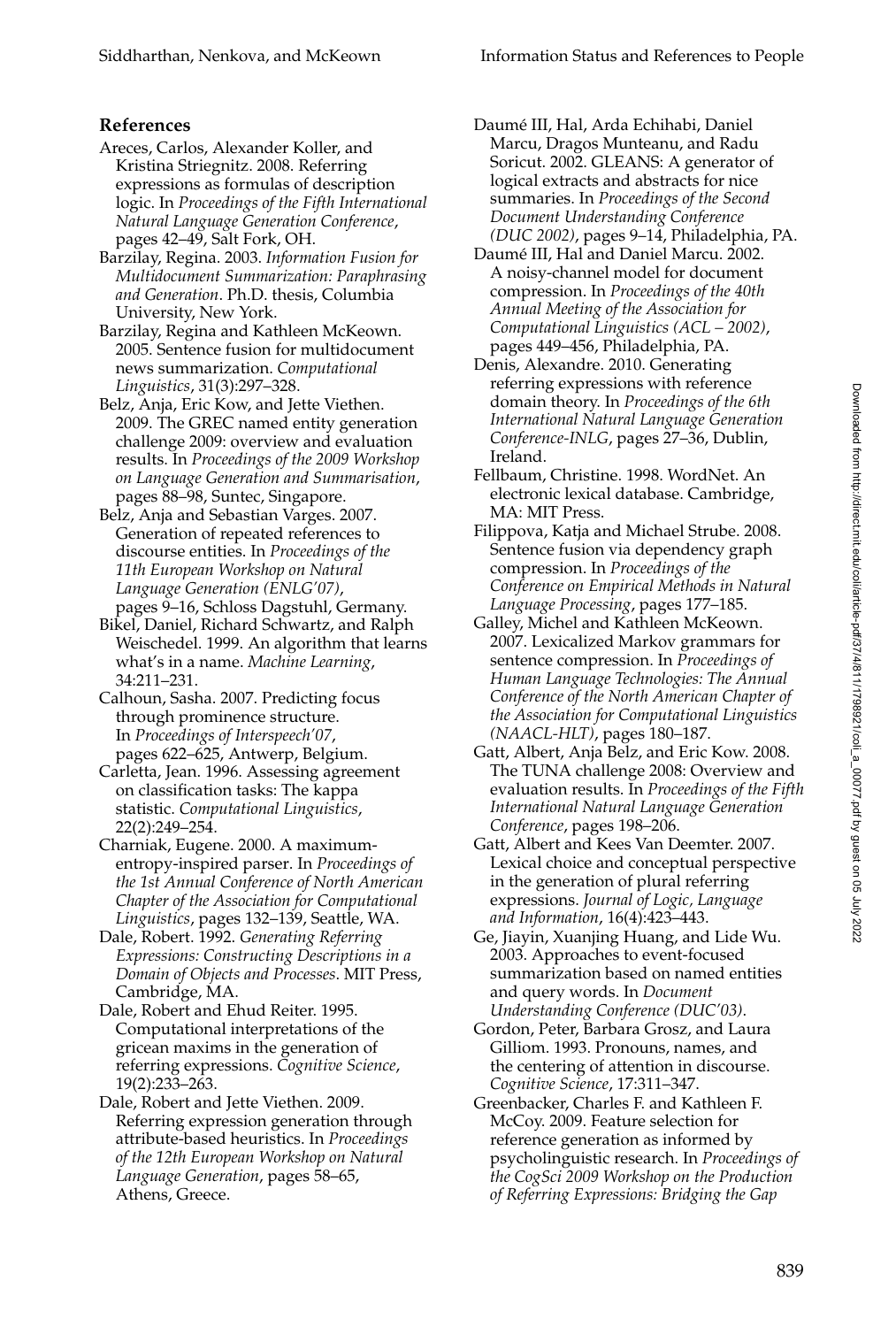## References

Areces, Carlos, Alexander Koller, and Kristina Striegnitz. 2008. Referring expressions as formulas of description logic. In *Proceedings of the Fifth International Natural Language Generation Conference*, pages 42–49, Salt Fork, OH.

Barzilay, Regina. 2003. *Information Fusion for Multidocument Summarization: Paraphrasing and Generation*. Ph.D. thesis, Columbia University, New York.

Barzilay, Regina and Kathleen McKeown. 2005. Sentence fusion for multidocument news summarization. *Computational Linguistics*, 31(3):297–328.

Belz, Anja, Eric Kow, and Jette Viethen. 2009. The GREC named entity generation challenge 2009: overview and evaluation results. In *Proceedings of the 2009 Workshop on Language Generation and Summarisation*, pages 88–98, Suntec, Singapore.

Belz, Anja and Sebastian Varges. 2007. Generation of repeated references to discourse entities. In *Proceedings of the 11th European Workshop on Natural Language Generation (ENLG'07)*, pages 9–16, Schloss Dagstuhl, Germany.

Bikel, Daniel, Richard Schwartz, and Ralph Weischedel. 1999. An algorithm that learns what's in a name. *Machine Learning*, 34:211–231.

Calhoun, Sasha. 2007. Predicting focus through prominence structure. In *Proceedings of Interspeech'07*, pages 622–625, Antwerp, Belgium.

Carletta, Jean. 1996. Assessing agreement on classification tasks: The kappa statistic. *Computational Linguistics*, 22(2):249–254.

Charniak, Eugene. 2000. A maximum-entropy-inspired parser. In *Proceedings of the 1st Annual Conference of North American Chapter of the Association for Computational Linguistics*, pages 132–139, Seattle, WA.

Dale, Robert. 1992. *Generating Referring Expressions: Constructing Descriptions in a Domain of Objects and Processes*. MIT Press, Cambridge, MA.

Dale, Robert and Ehud Reiter. 1995. Computational interpretations of the gricean maxims in the generation of referring expressions. *Cognitive Science*, 19(2):233–263.

Dale, Robert and Jette Viethen. 2009. Referring expression generation through attribute-based heuristics. In *Proceedings of the 12th European Workshop on Natural Language Generation*, pages 58–65, Athens, Greece.

Daumé III, Hal, Arda Echihabi, Daniel Marcu, Dragos Munteanu, and Radu Soricut. 2002. GLEANS: A generator of logical extracts and abstracts for nice summaries. In *Proceedings of the Second Document Understanding Conference (DUC 2002)*, pages 9–14, Philadelphia, PA.

Daumé III, Hal and Daniel Marcu. 2002. A noisy-channel model for document compression. In *Proceedings of the 40th Annual Meeting of the Association for Computational Linguistics (ACL – 2002)*, pages 449–456, Philadelphia, PA.

Denis, Alexandre. 2010. Generating referring expressions with reference domain theory. In *Proceedings of the 6th International Natural Language Generation Conference-INLG*, pages 27–36, Dublin, Ireland.

Fellbaum, Christine. 1998. WordNet. An electronic lexical database. Cambridge, MA: MIT Press.

Filippova, Katja and Michael Strube. 2008. Sentence fusion via dependency graph compression. In *Proceedings of the Conference on Empirical Methods in Natural Language Processing*, pages 177–185.

Galley, Michel and Kathleen McKeown. 2007. Lexicalized Markov grammars for sentence compression. In *Proceedings of Human Language Technologies: The Annual Conference of the North American Chapter of the Association for Computational Linguistics (NAACL-HLT)*, pages 180–187.

Gatt, Albert, Anja Belz, and Eric Kow. 2008. The TUNA challenge 2008: Overview and evaluation results. In *Proceedings of the Fifth International Natural Language Generation Conference*, pages 198–206.

Gatt, Albert and Kees Van Deemter. 2007. Lexical choice and conceptual perspective in the generation of plural referring expressions. *Journal of Logic, Language and Information*, 16(4):423–443.

Ge, Jiayin, Xuanjing Huang, and Lide Wu. 2003. Approaches to event-focused summarization based on named entities and query words. In *Document Understanding Conference (DUC'03)*.

Gordon, Peter, Barbara Grosz, and Laura Gilliom. 1993. Pronouns, names, and the centering of attention in discourse. *Cognitive Science*, 17:311–347.

Greenbacker, Charles F. and Kathleen F. McCoy. 2009. Feature selection for reference generation as informed by psycholinguistic research. In *Proceedings of the CogSci 2009 Workshop on the Production of Referring Expressions: Bridging the Gap*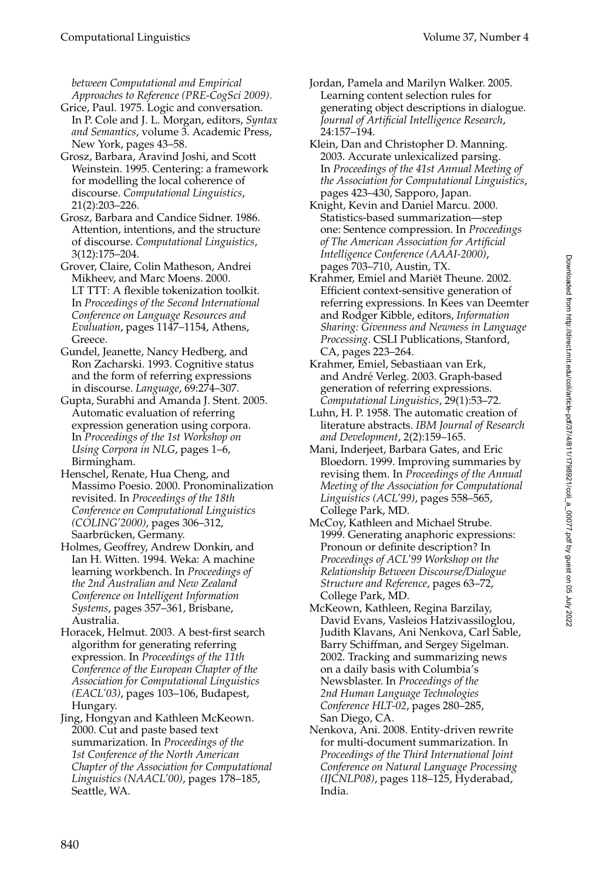*between Computational and Empirical Approaches to Reference (PRE-CogSci 2009)*.

Grice, Paul. 1975. Logic and conversation. In P. Cole and J. L. Morgan, editors, *Syntax and Semantics*, volume 3. Academic Press, New York, pages 43–58.

Grosz, Barbara, Aravind Joshi, and Scott Weinstein. 1995. Centering: a framework for modelling the local coherence of discourse. *Computational Linguistics*, 21(2):203–226.

Grosz, Barbara and Candice Sidner. 1986. Attention, intentions, and the structure of discourse. *Computational Linguistics*, 3(12):175–204.

Grover, Claire, Colin Matheson, Andrei Mikheev, and Marc Moens. 2000. LT TTT: A flexible tokenization toolkit. In *Proceedings of the Second International Conference on Language Resources and Evaluation*, pages 1147–1154, Athens, Greece.

Gundel, Jeanette, Nancy Hedberg, and Ron Zacharski. 1993. Cognitive status and the form of referring expressions in discourse. *Language*, 69:274–307.

Gupta, Surabhi and Amanda J. Stent. 2005. Automatic evaluation of referring expression generation using corpora. In *Proceedings of the 1st Workshop on Using Corpora in NLG*, pages 1–6, Birmingham.

Henschel, Renate, Hua Cheng, and Massimo Poesio. 2000. Pronominalization revisited. In *Proceedings of the 18th Conference on Computational Linguistics (COLING'2000)*, pages 306–312, Saarbrücken, Germany.

Holmes, Geoffrey, Andrew Donkin, and Ian H. Witten. 1994. Weka: A machine learning workbench. In *Proceedings of the 2nd Australian and New Zealand Conference on Intelligent Information Systems*, pages 357–361, Brisbane, Australia.

Horacek, Helmut. 2003. A best-first search algorithm for generating referring expression. In *Proceedings of the 11th Conference of the European Chapter of the Association for Computational Linguistics (EACL'03)*, pages 103–106, Budapest, Hungary.

Jing, Hongyan and Kathleen McKeown. 2000. Cut and paste based text summarization. In *Proceedings of the 1st Conference of the North American Chapter of the Association for Computational Linguistics (NAACL'00)*, pages 178–185, Seattle, WA.

Jordan, Pamela and Marilyn Walker. 2005. Learning content selection rules for generating object descriptions in dialogue. *Journal of Artificial Intelligence Research*, 24:157–194.

Klein, Dan and Christopher D. Manning. 2003. Accurate unlexicalized parsing. In *Proceedings of the 41st Annual Meeting of the Association for Computational Linguistics*, pages 423–430, Sapporo, Japan.

Knight, Kevin and Daniel Marcu. 2000. Statistics-based summarization—step one: Sentence compression. In *Proceedings of The American Association for Artificial Intelligence Conference (AAAI-2000)*, pages 703–710, Austin, TX.

Krahmer, Emiel and Mariët Theune. 2002. Efficient context-sensitive generation of referring expressions. In Kees van Deemter and Rodger Kibble, editors, *Information Sharing: Givenness and Newness in Language Processing*. CSLI Publications, Stanford, CA, pages 223–264.

Krahmer, Emiel, Sebastiaan van Erk, and André Verleg. 2003. Graph-based generation of referring expressions. *Computational Linguistics*, 29(1):53–72.

Luhn, H. P. 1958. The automatic creation of literature abstracts. *IBM Journal of Research and Development*, 2(2):159–165.

Mani, Inderjeet, Barbara Gates, and Eric Bloedorn. 1999. Improving summaries by revising them. In *Proceedings of the Annual Meeting of the Association for Computational Linguistics (ACL'99)*, pages 558–565, College Park, MD.

McCoy, Kathleen and Michael Strube. 1999. Generating anaphoric expressions: Pronoun or definite description? In *Proceedings of ACL'99 Workshop on the Relationship Between Discourse/Dialogue Structure and Reference*, pages 63–72, College Park, MD.

McKeown, Kathleen, Regina Barzilay, David Evans, Vasleios Hatzivassiloglou, Judith Klavans, Ani Nenkova, Carl Sable, Barry Schiffman, and Sergey Sigelman. 2002. Tracking and summarizing news on a daily basis with Columbia's Newsblaster. In *Proceedings of the 2nd Human Language Technologies Conference HLT-02*, pages 280–285, San Diego, CA.

Nenkova, Ani. 2008. Entity-driven rewrite for multi-document summarization. In *Proceedings of the Third International Joint Conference on Natural Language Processing (IJCNLP08)*, pages 118–125, Hyderabad, India.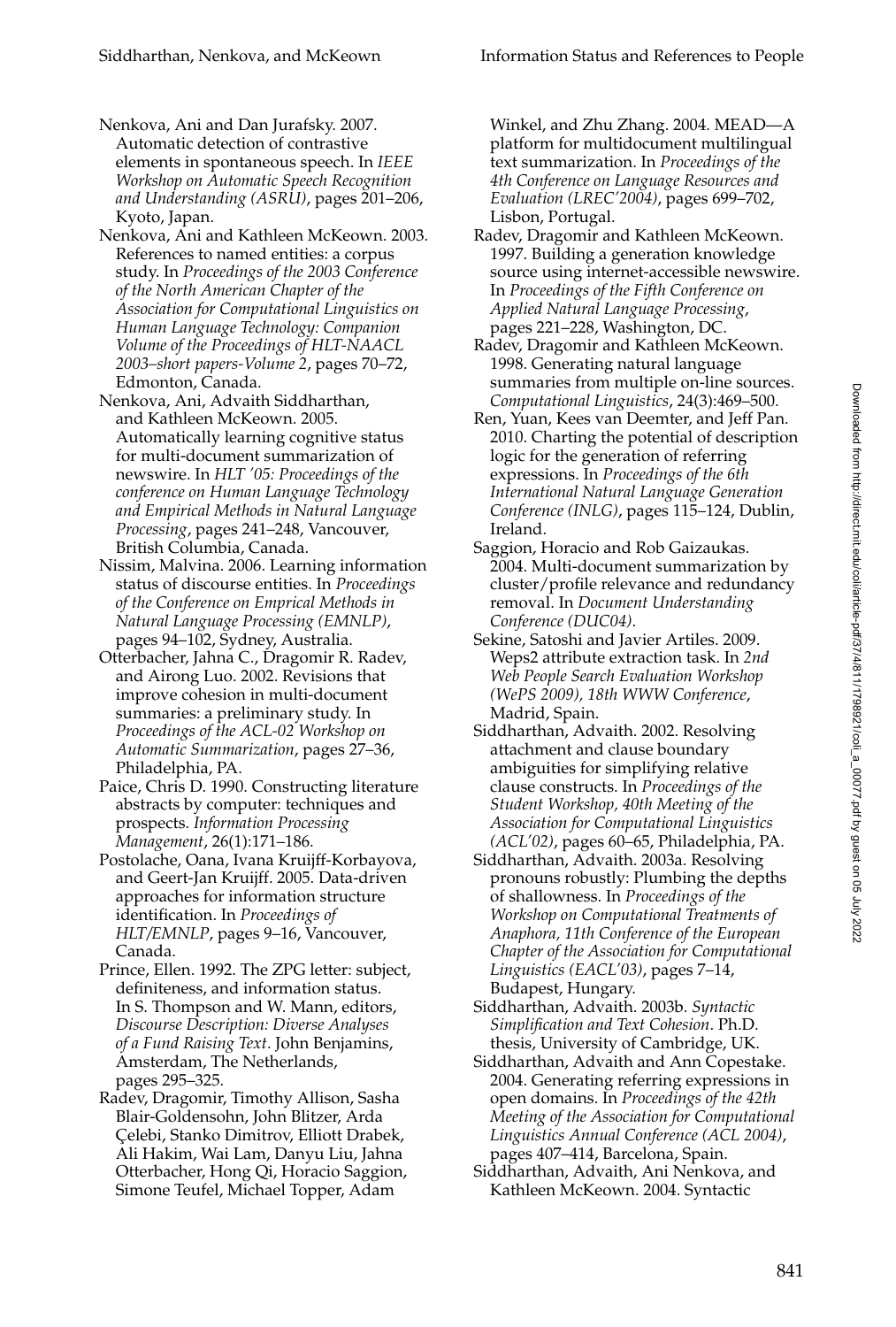Nenkova, Ani and Dan Jurafsky. 2007. Automatic detection of contrastive elements in spontaneous speech. In *IEEE Workshop on Automatic Speech Recognition and Understanding (ASRU)*, pages 201–206, Kyoto, Japan.

Nenkova, Ani and Kathleen McKeown. 2003. References to named entities: a corpus study. In *Proceedings of the 2003 Conference of the North American Chapter of the Association for Computational Linguistics on Human Language Technology: Companion Volume of the Proceedings of HLT-NAACL 2003–short papers-Volume 2*, pages 70–72, Edmonton, Canada.

Nenkova, Ani, Advaith Siddharthan, and Kathleen McKeown. 2005. Automatically learning cognitive status for multi-document summarization of newswire. In *HLT '05: Proceedings of the conference on Human Language Technology and Empirical Methods in Natural Language Processing*, pages 241–248, Vancouver, British Columbia, Canada.

Nissim, Malvina. 2006. Learning information status of discourse entities. In *Proceedings of the Conference on Emprical Methods in Natural Language Processing (EMNLP)*, pages 94–102, Sydney, Australia.

Otterbacher, Jahna C., Dragomir R. Radev, and Airong Luo. 2002. Revisions that improve cohesion in multi-document summaries: a preliminary study. In *Proceedings of the ACL-02 Workshop on Automatic Summarization*, pages 27–36, Philadelphia, PA.

Paice, Chris D. 1990. Constructing literature abstracts by computer: techniques and prospects. *Information Processing Management*, 26(1):171–186.

Postolache, Oana, Ivana Kruijff-Korbayova, and Geert-Jan Kruijff. 2005. Data-driven approaches for information structure identification. In *Proceedings of HLT/EMNLP*, pages 9–16, Vancouver, Canada.

Prince, Ellen. 1992. The ZPG letter: subject, definiteness, and information status. In S. Thompson and W. Mann, editors, *Discourse Description: Diverse Analyses of a Fund Raising Text*. John Benjamins, Amsterdam, The Netherlands, pages 295–325.

Radev, Dragomir, Timothy Allison, Sasha Blair-Goldensohn, John Blitzer, Arda Çelebi, Stanko Dimitrov, Elliott Drabek, Ali Hakim, Wai Lam, Danyu Liu, Jahna Otterbacher, Hong Qi, Horacio Saggion, Simone Teufel, Michael Topper, Adam Winkel, and Zhu Zhang. 2004. MEAD—A platform for multidocument multilingual text summarization. In *Proceedings of the 4th Conference on Language Resources and Evaluation (LREC'2004)*, pages 699–702, Lisbon, Portugal.

Radev, Dragomir and Kathleen McKeown. 1997. Building a generation knowledge source using internet-accessible newswire. In *Proceedings of the Fifth Conference on Applied Natural Language Processing*, pages 221–228, Washington, DC.

Radev, Dragomir and Kathleen McKeown. 1998. Generating natural language summaries from multiple on-line sources. *Computational Linguistics*, 24(3):469–500.

Ren, Yuan, Kees van Deemter, and Jeff Pan. 2010. Charting the potential of description logic for the generation of referring expressions. In *Proceedings of the 6th International Natural Language Generation Conference (INLG)*, pages 115–124, Dublin, Ireland.

Saggion, Horacio and Rob Gaizaukas. 2004. Multi-document summarization by cluster/profile relevance and redundancy removal. In *Document Understanding Conference (DUC04)*.

Sekine, Satoshi and Javier Artiles. 2009. Weps2 attribute extraction task. In *2nd Web People Search Evaluation Workshop (WePS 2009), 18th WWW Conference*, Madrid, Spain.

Siddharthan, Advaith. 2002. Resolving attachment and clause boundary ambiguities for simplifying relative clause constructs. In *Proceedings of the Student Workshop, 40th Meeting of the Association for Computational Linguistics (ACL'02)*, pages 60–65, Philadelphia, PA.

Siddharthan, Advaith. 2003a. Resolving pronouns robustly: Plumbing the depths of shallowness. In *Proceedings of the Workshop on Computational Treatments of Anaphora, 11th Conference of the European Chapter of the Association for Computational Linguistics (EACL'03)*, pages 7–14, Budapest, Hungary.

Siddharthan, Advaith. 2003b. *Syntactic Simplification and Text Cohesion*. Ph.D. thesis, University of Cambridge, UK.

Siddharthan, Advaith and Ann Copestake. 2004. Generating referring expressions in open domains. In *Proceedings of the 42th Meeting of the Association for Computational Linguistics Annual Conference (ACL 2004)*, pages 407–414, Barcelona, Spain.

Siddharthan, Advaith, Ani Nenkova, and Kathleen McKeown. 2004. Syntactic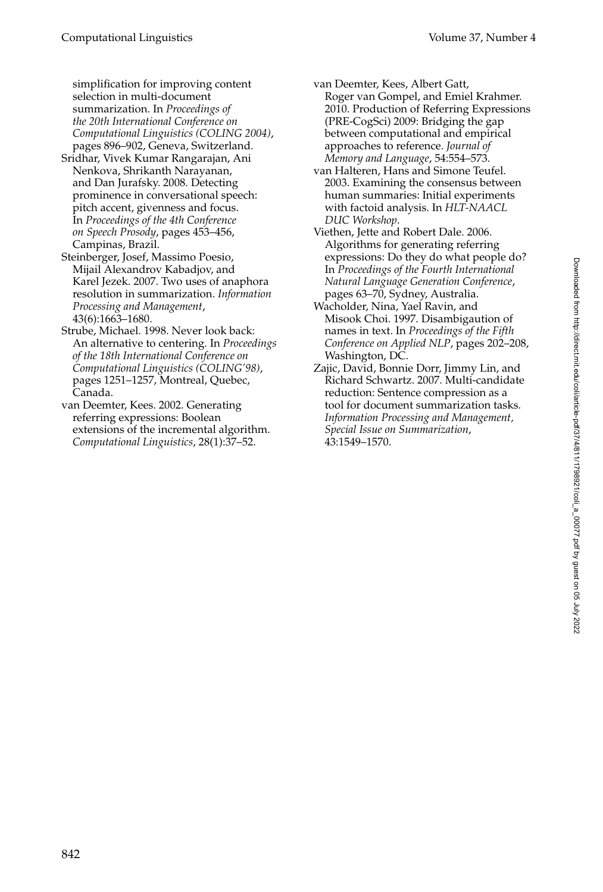simplification for improving content selection in multi-document summarization. In *Proceedings of the 20th International Conference on Computational Linguistics (COLING 2004)*, pages 896–902, Geneva, Switzerland.

Sridhar, Vivek Kumar Rangarajan, Ani Nenkova, Shrikanth Narayanan, and Dan Jurafsky. 2008. Detecting prominence in conversational speech: pitch accent, givenness and focus. In *Proceedings of the 4th Conference on Speech Prosody*, pages 453–456, Campinas, Brazil.

Steinberger, Josef, Massimo Poesio, Mijail Alexandrov Kabadjov, and Karel Jezek. 2007. Two uses of anaphora resolution in summarization. *Information Processing and Management*, 43(6):1663–1680.

Strube, Michael. 1998. Never look back: An alternative to centering. In *Proceedings of the 18th International Conference on Computational Linguistics (COLING'98)*, pages 1251–1257, Montreal, Quebec, Canada.

van Deemter, Kees. 2002. Generating referring expressions: Boolean extensions of the incremental algorithm. *Computational Linguistics*, 28(1):37–52.

van Deemter, Kees, Albert Gatt, Roger van Gompel, and Emiel Krahmer. 2010. Production of Referring Expressions (PRE-CogSci) 2009: Bridging the gap between computational and empirical approaches to reference. *Journal of Memory and Language*, 54:554–573.

van Halteren, Hans and Simone Teufel. 2003. Examining the consensus between human summaries: Initial experiments with factoid analysis. In *HLT-NAACL DUC Workshop*.

Viethen, Jette and Robert Dale. 2006. Algorithms for generating referring expressions: Do they do what people do? In *Proceedings of the Fourth International Natural Language Generation Conference*, pages 63–70, Sydney, Australia.

Wacholder, Nina, Yael Ravin, and Misook Choi. 1997. Disambigaution of names in text. In *Proceedings of the Fifth Conference on Applied NLP*, pages 202–208, Washington, DC.

Zajic, David, Bonnie Dorr, Jimmy Lin, and Richard Schwartz. 2007. Multi-candidate reduction: Sentence compression as a tool for document summarization tasks. *Information Processing and Management, Special Issue on Summarization*, 43:1549–1570.